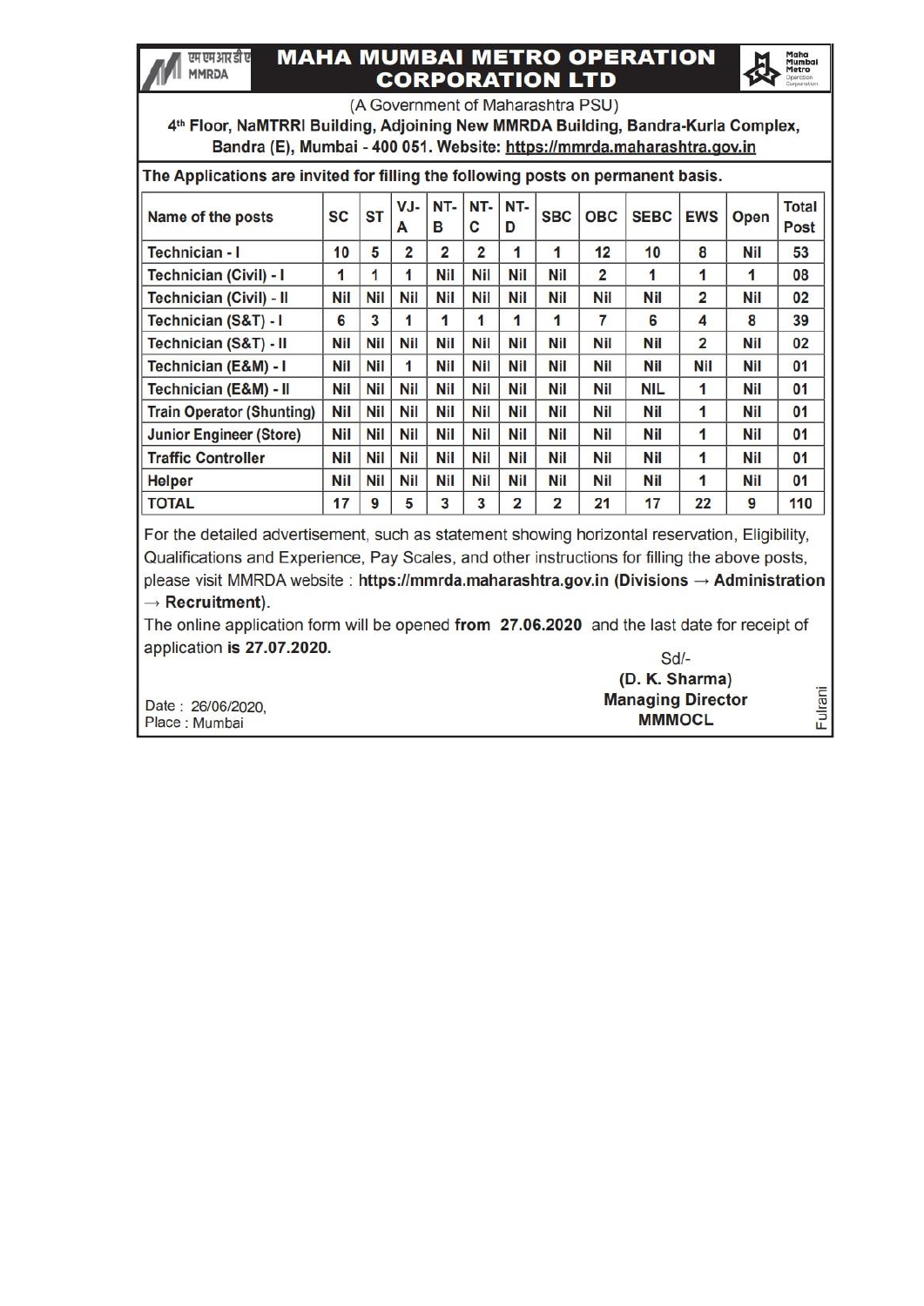एमएमआरडीए MMRDA

# MAHA MUMBAI METRO OPERATION CORPORATION LTD

(A Government of Maharashtra PSU)

**4th Floor, NaMTRRI Building, Adjoining New MMRDA Building, Bandra-Kurla Complex, Bandra (E), Mumbai - 400 051. Website: https://mmrda.maharashtra.gov.in**

**The Applications are invited for filling the following posts on permanent basis.**

| Name of the posts | SC | ST | VJ-A | NT-B | NT-C | NT-D | SBC | OBC | SEBC | EWS | Open | Total Post |
|---|---|---|---|---|---|---|---|---|---|---|---|---|
| Technician - I | 10 | 5 | 2 | 2 | 2 | 1 | 1 | 12 | 10 | 8 | Nil | 53 |
| Technician (Civil) - I | 1 | 1 | 1 | Nil | Nil | Nil | Nil | 2 | 1 | 1 | 1 | 08 |
| Technician (Civil) - II | Nil | Nil | Nil | Nil | Nil | Nil | Nil | Nil | Nil | 2 | Nil | 02 |
| Technician (S&T) - I | 6 | 3 | 1 | 1 | 1 | 1 | 1 | 7 | 6 | 4 | 8 | 39 |
| Technician (S&T) - II | Nil | Nil | Nil | Nil | Nil | Nil | Nil | Nil | Nil | 2 | Nil | 02 |
| Technician (E&M) - I | Nil | Nil | 1 | Nil | Nil | Nil | Nil | Nil | Nil | Nil | Nil | 01 |
| Technician (E&M) - II | Nil | Nil | Nil | Nil | Nil | Nil | Nil | Nil | NIL | 1 | Nil | 01 |
| Train Operator (Shunting) | Nil | Nil | Nil | Nil | Nil | Nil | Nil | Nil | Nil | 1 | Nil | 01 |
| Junior Engineer (Store) | Nil | Nil | Nil | Nil | Nil | Nil | Nil | Nil | Nil | 1 | Nil | 01 |
| Traffic Controller | Nil | Nil | Nil | Nil | Nil | Nil | Nil | Nil | Nil | 1 | Nil | 01 |
| Helper | Nil | Nil | Nil | Nil | Nil | Nil | Nil | Nil | Nil | 1 | Nil | 01 |
| **TOTAL** | **17** | **9** | **5** | **3** | **3** | **2** | **2** | **21** | **17** | **22** | **9** | **110** |

For the detailed advertisement, such as statement showing horizontal reservation, Eligibility, Qualifications and Experience, Pay Scales, and other instructions for filling the above posts, please visit MMRDA website : **https://mmrda.maharashtra.gov.in (Divisions → Administration → Recruitment)**.

The online application form will be opened **from 27.06.2020** and the last date for receipt of application **is 27.07.2020.**

Sd/-
**(D. K. Sharma)**
**Managing Director**
**MMMOCL**

Date : 26/06/2020,
Place : Mumbai

Fulrani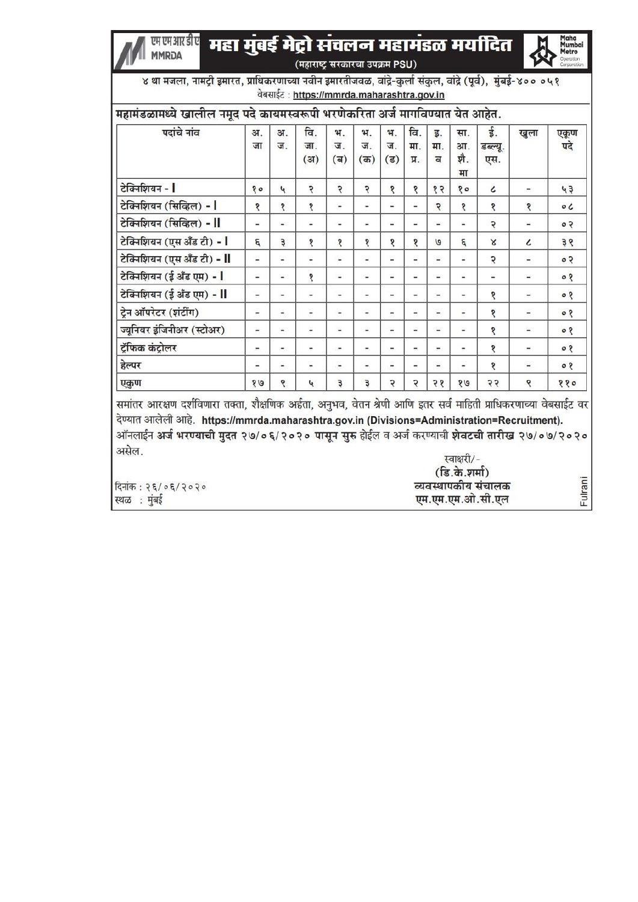# महा मुंबई मेट्रो संचलन महामंडळ मर्यादित

(महाराष्ट्र सरकारचा उपक्रम PSU)

४ था मजला, नामट्री इमारत, प्राधिकरणाच्या नवीन इमारतीजवळ, वांद्रे-कुर्ला संकुल, वांद्रे (पूर्व), मुंबई-४०० ०५१

वेबसाईट : https://mmrda.maharashtra.gov.in

## महामंडळामध्ये खालील नमूद पदे कायमस्वरूपी भरणेकरिता अर्ज मागविण्यात येत आहेत.

| पदांचे नांव | अ. जा | अ. ज. | वि. जा. (अ) | भ. ज. (ब) | भ. ज. (क) | भ. ज. (ड) | वि. मा. प्र. | इ. मा. व | सा. आ. शै. मा | ई. डब्ल्यू. एस. | खुला | एकुण पदे |
|---|---|---|---|---|---|---|---|---|---|---|---|---|
| टेक्निशियन - I | १० | ५ | २ | २ | २ | १ | १ | १२ | १० | ८ | - | ५३ |
| टेक्निशियन (सिव्हिल) - I | १ | १ | १ | - | - | - | - | २ | १ | १ | १ | ०८ |
| टेक्निशियन (सिव्हिल) - II | - | - | - | - | - | - | - | - | - | २ | - | ०२ |
| टेक्निशियन (एस अँड टी) - I | ६ | ३ | १ | १ | १ | १ | १ | ७ | ६ | ४ | ८ | ३९ |
| टेक्निशियन (एस अँड टी) - II | - | - | - | - | - | - | - | - | - | २ | - | ०२ |
| टेक्निशियन (ई अँड एम) - I | - | - | १ | - | - | - | - | - | - | - | - | ०१ |
| टेक्निशियन (ई अँड एम) - II | - | - | - | - | - | - | - | - | - | १ | - | ०१ |
| ट्रेन ऑपरेटर (शंटींग) | - | - | - | - | - | - | - | - | - | १ | - | ०१ |
| ज्यूनियर इंजिनीअर (स्टोअर) | - | - | - | - | - | - | - | - | - | १ | - | ०१ |
| ट्रॅफिक कंट्रोलर | - | - | - | - | - | - | - | - | - | १ | - | ०१ |
| हेल्पर | - | - | - | - | - | - | - | - | - | १ | - | ०१ |
| एकुण | १७ | ९ | ५ | ३ | ३ | २ | २ | २१ | १७ | २२ | ९ | ११० |

समांतर आरक्षण दर्शविणारा तक्ता, शैक्षणिक अर्हता, अनुभव, वेतन श्रेणी आणि इतर सर्व माहिती प्राधिकरणाच्या वेबसाईट वर देण्यात आलेली आहे. **https://mmrda.maharashtra.gov.in (Divisions=Administration=Recruitment).** ऑनलाईन **अर्ज भरण्याची मुदत २७/०६/२०२० पासून सुरु** होईल व अर्ज करण्याची **शेवटची तारीख २७/०७/२०२०** असेल.

स्वाक्षरी/-

**(डि.के.शर्मा)**

**व्यवस्थापकीय संचालक**

**एम.एम.एम.ओ.सी.एल**

दिनांक : २६/०६/२०२०

स्थळ : मुंबई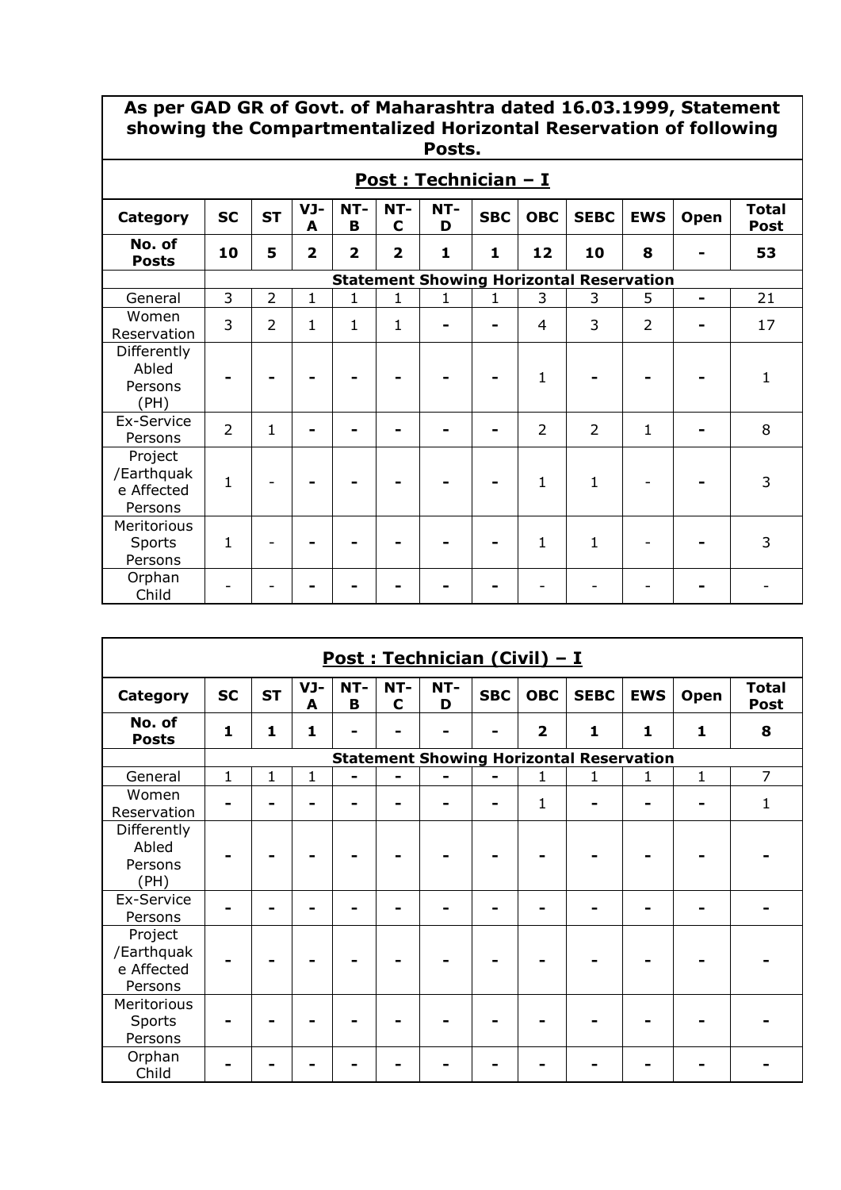**As per GAD GR of Govt. of Maharashtra dated 16.03.1999, Statement showing the Compartmentalized Horizontal Reservation of following Posts.**

## Post : Technician – I

| Category | SC | ST | VJ-A | NT-B | NT-C | NT-D | SBC | OBC | SEBC | EWS | Open | Total Post |
|---|---|---|---|---|---|---|---|---|---|---|---|---|
| **No. of Posts** | **10** | **5** | **2** | **2** | **2** | **1** | **1** | **12** | **10** | **8** | **-** | **53** |
| | **Statement Showing Horizontal Reservation** | | | | | | | | | | | |
| General | 3 | 2 | 1 | 1 | 1 | 1 | 1 | 3 | 3 | 5 | - | 21 |
| Women Reservation | 3 | 2 | 1 | 1 | 1 | - | - | 4 | 3 | 2 | - | 17 |
| Differently Abled Persons (PH) | - | - | - | - | - | - | - | 1 | - | - | - | 1 |
| Ex-Service Persons | 2 | 1 | - | - | - | - | - | 2 | 2 | 1 | - | 8 |
| Project /Earthquake Affected Persons | 1 | - | - | - | - | - | - | 1 | 1 | - | - | 3 |
| Meritorious Sports Persons | 1 | - | - | - | - | - | - | 1 | 1 | - | - | 3 |
| Orphan Child | - | - | - | - | - | - | - | - | - | - | - | - |

## Post : Technician (Civil) – I

| Category | SC | ST | VJ-A | NT-B | NT-C | NT-D | SBC | OBC | SEBC | EWS | Open | Total Post |
|---|---|---|---|---|---|---|---|---|---|---|---|---|
| **No. of Posts** | **1** | **1** | **1** | **-** | **-** | **-** | **-** | **2** | **1** | **1** | **1** | **8** |
| | **Statement Showing Horizontal Reservation** | | | | | | | | | | | |
| General | 1 | 1 | 1 | - | - | - | - | 1 | 1 | 1 | 1 | 7 |
| Women Reservation | - | - | - | - | - | - | - | 1 | - | - | - | 1 |
| Differently Abled Persons (PH) | - | - | - | - | - | - | - | - | - | - | - | - |
| Ex-Service Persons | - | - | - | - | - | - | - | - | - | - | - | - |
| Project /Earthquake Affected Persons | - | - | - | - | - | - | - | - | - | - | - | - |
| Meritorious Sports Persons | - | - | - | - | - | - | - | - | - | - | - | - |
| Orphan Child | - | - | - | - | - | - | - | - | - | - | - | - |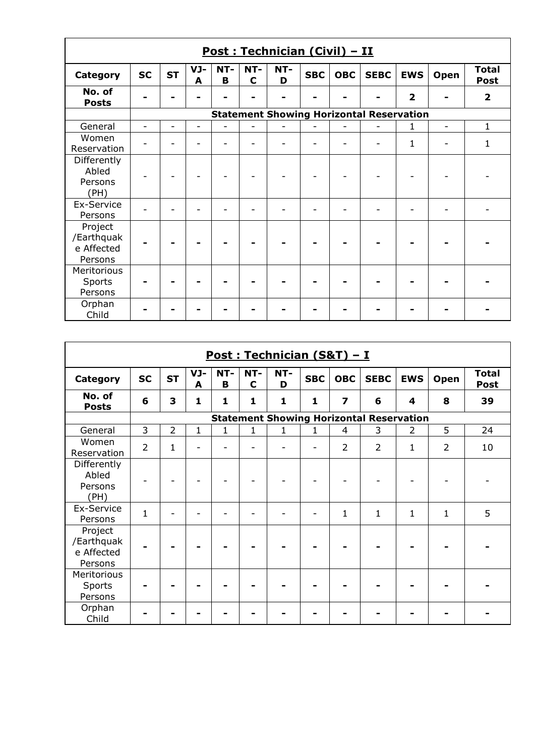## Post : Technician (Civil) – II

| Category | SC | ST | VJ-A | NT-B | NT-C | NT-D | SBC | OBC | SEBC | EWS | Open | Total Post |
|---|---|---|---|---|---|---|---|---|---|---|---|---|
| **No. of Posts** | **-** | **-** | **-** | **-** | **-** | **-** | **-** | **-** | **-** | **2** | **-** | **2** |
| | **Statement Showing Horizontal Reservation** | | | | | | | | | | | |
| General | - | - | - | - | - | - | - | - | - | 1 | - | 1 |
| Women Reservation | - | - | - | - | - | - | - | - | - | 1 | - | 1 |
| Differently Abled Persons (PH) | - | - | - | - | - | - | - | - | - | - | - | - |
| Ex-Service Persons | - | - | - | - | - | - | - | - | - | - | - | - |
| Project /Earthquake Affected Persons | - | - | - | - | - | - | - | - | - | - | - | - |
| Meritorious Sports Persons | - | - | - | - | - | - | - | - | - | - | - | - |
| Orphan Child | - | - | - | - | - | - | - | - | - | - | - | - |

## Post : Technician (S&T) – I

| Category | SC | ST | VJ-A | NT-B | NT-C | NT-D | SBC | OBC | SEBC | EWS | Open | Total Post |
|---|---|---|---|---|---|---|---|---|---|---|---|---|
| **No. of Posts** | **6** | **3** | **1** | **1** | **1** | **1** | **1** | **7** | **6** | **4** | **8** | **39** |
| | **Statement Showing Horizontal Reservation** | | | | | | | | | | | |
| General | 3 | 2 | 1 | 1 | 1 | 1 | 1 | 4 | 3 | 2 | 5 | 24 |
| Women Reservation | 2 | 1 | - | - | - | - | - | 2 | 2 | 1 | 2 | 10 |
| Differently Abled Persons (PH) | - | - | - | - | - | - | - | - | - | - | - | - |
| Ex-Service Persons | 1 | - | - | - | - | - | - | 1 | 1 | 1 | 1 | 5 |
| Project /Earthquake Affected Persons | - | - | - | - | - | - | - | - | - | - | - | - |
| Meritorious Sports Persons | - | - | - | - | - | - | - | - | - | - | - | - |
| Orphan Child | - | - | - | - | - | - | - | - | - | - | - | - |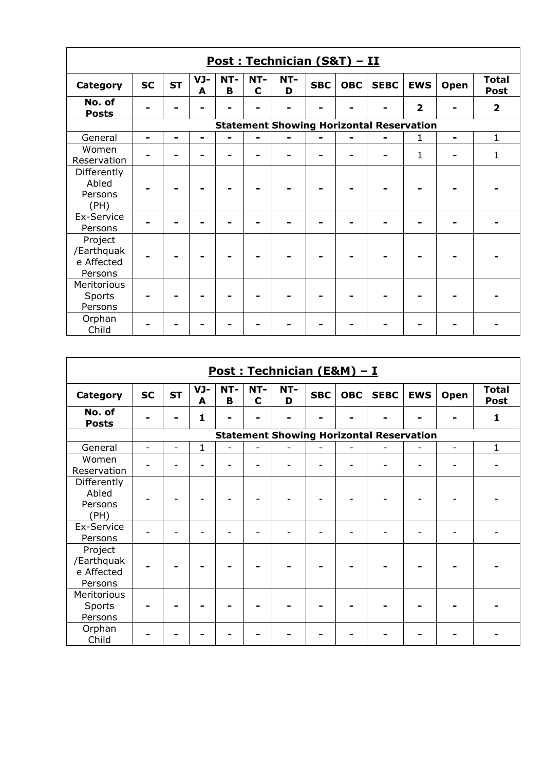| Post : Technician (S&T) – II | | | | | | | | | | | | |
|---|---|---|---|---|---|---|---|---|---|---|---|---|
| **Category** | **SC** | **ST** | **VJ-A** | **NT-B** | **NT-C** | **NT-D** | **SBC** | **OBC** | **SEBC** | **EWS** | **Open** | **Total Post** |
| **No. of Posts** | - | - | - | - | - | - | - | - | - | **2** | - | **2** |
| | **Statement Showing Horizontal Reservation** | | | | | | | | | | | |
| General | - | - | - | - | - | - | - | - | - | 1 | - | 1 |
| Women Reservation | - | - | - | - | - | - | - | - | - | 1 | - | 1 |
| Differently Abled Persons (PH) | - | - | - | - | - | - | - | - | - | - | - | - |
| Ex-Service Persons | - | - | - | - | - | - | - | - | - | - | - | - |
| Project /Earthquake Affected Persons | - | - | - | - | - | - | - | - | - | - | - | - |
| Meritorious Sports Persons | - | - | - | - | - | - | - | - | - | - | - | - |
| Orphan Child | - | - | - | - | - | - | - | - | - | - | - | - |

| Post : Technician (E&M) – I | | | | | | | | | | | | |
|---|---|---|---|---|---|---|---|---|---|---|---|---|
| **Category** | **SC** | **ST** | **VJ-A** | **NT-B** | **NT-C** | **NT-D** | **SBC** | **OBC** | **SEBC** | **EWS** | **Open** | **Total Post** |
| **No. of Posts** | - | - | **1** | - | - | - | - | - | - | - | - | **1** |
| | **Statement Showing Horizontal Reservation** | | | | | | | | | | | |
| General | - | - | 1 | - | - | - | - | - | - | - | - | 1 |
| Women Reservation | - | - | - | - | - | - | - | - | - | - | - | - |
| Differently Abled Persons (PH) | - | - | - | - | - | - | - | - | - | - | - | - |
| Ex-Service Persons | - | - | - | - | - | - | - | - | - | - | - | - |
| Project /Earthquake Affected Persons | - | - | - | - | - | - | - | - | - | - | - | - |
| Meritorious Sports Persons | - | - | - | - | - | - | - | - | - | - | - | - |
| Orphan Child | - | - | - | - | - | - | - | - | - | - | - | - |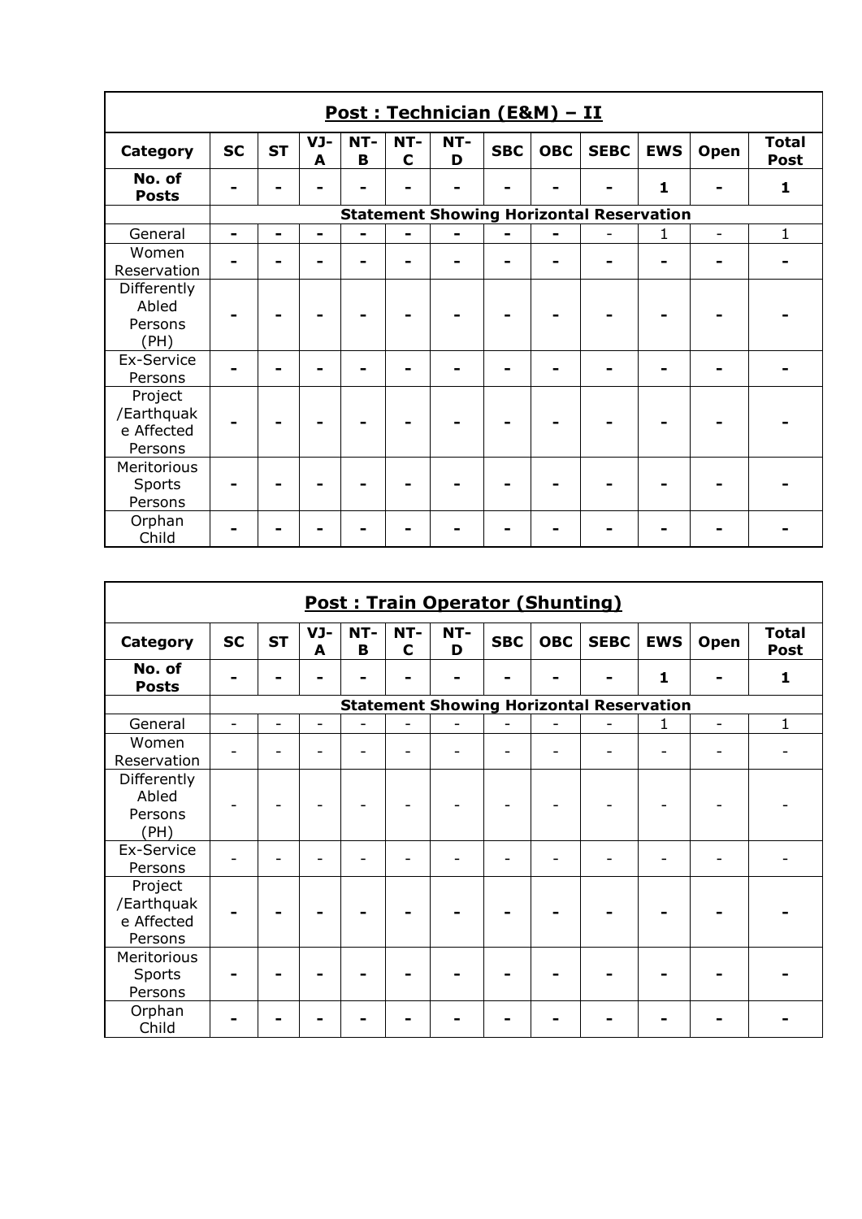| **Post : Technician (E&M) – II** | | | | | | | | | | | | |
|---|---|---|---|---|---|---|---|---|---|---|---|---|
| **Category** | **SC** | **ST** | **VJ-A** | **NT-B** | **NT-C** | **NT-D** | **SBC** | **OBC** | **SEBC** | **EWS** | **Open** | **Total Post** |
| **No. of Posts** | - | - | - | - | - | - | - | - | - | **1** | - | **1** |
| | **Statement Showing Horizontal Reservation** | | | | | | | | | | | |
| General | - | - | - | - | - | - | - | - | - | 1 | - | 1 |
| Women Reservation | - | - | - | - | - | - | - | - | - | - | - | - |
| Differently Abled Persons (PH) | - | - | - | - | - | - | - | - | - | - | - | - |
| Ex-Service Persons | - | - | - | - | - | - | - | - | - | - | - | - |
| Project /Earthquake Affected Persons | - | - | - | - | - | - | - | - | - | - | - | - |
| Meritorious Sports Persons | - | - | - | - | - | - | - | - | - | - | - | - |
| Orphan Child | - | - | - | - | - | - | - | - | - | - | - | - |

| **Post : Train Operator (Shunting)** | | | | | | | | | | | | |
|---|---|---|---|---|---|---|---|---|---|---|---|---|
| **Category** | **SC** | **ST** | **VJ-A** | **NT-B** | **NT-C** | **NT-D** | **SBC** | **OBC** | **SEBC** | **EWS** | **Open** | **Total Post** |
| **No. of Posts** | - | - | - | - | - | - | - | - | - | **1** | - | **1** |
| | **Statement Showing Horizontal Reservation** | | | | | | | | | | | |
| General | - | - | - | - | - | - | - | - | - | 1 | - | 1 |
| Women Reservation | - | - | - | - | - | - | - | - | - | - | - | - |
| Differently Abled Persons (PH) | - | - | - | - | - | - | - | - | - | - | - | - |
| Ex-Service Persons | - | - | - | - | - | - | - | - | - | - | - | - |
| Project /Earthquake Affected Persons | - | - | - | - | - | - | - | - | - | - | - | - |
| Meritorious Sports Persons | - | - | - | - | - | - | - | - | - | - | - | - |
| Orphan Child | - | - | - | - | - | - | - | - | - | - | - | - |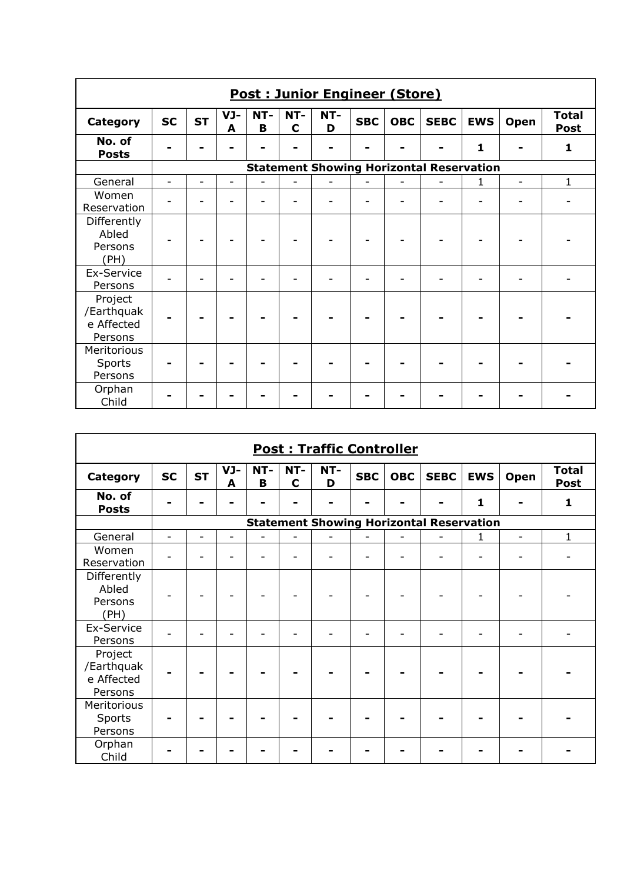## Post : Junior Engineer (Store)

| Category | SC | ST | VJ-A | NT-B | NT-C | NT-D | SBC | OBC | SEBC | EWS | Open | Total Post |
|---|---|---|---|---|---|---|---|---|---|---|---|---|
| No. of Posts | - | - | - | - | - | - | - | - | - | 1 | - | 1 |
| | Statement Showing Horizontal Reservation | | | | | | | | | | | |
| General | - | - | - | - | - | - | - | - | - | 1 | - | 1 |
| Women Reservation | - | - | - | - | - | - | - | - | - | - | - | - |
| Differently Abled Persons (PH) | - | - | - | - | - | - | - | - | - | - | - | - |
| Ex-Service Persons | - | - | - | - | - | - | - | - | - | - | - | - |
| Project /Earthquake Affected Persons | - | - | - | - | - | - | - | - | - | - | - | - |
| Meritorious Sports Persons | - | - | - | - | - | - | - | - | - | - | - | - |
| Orphan Child | - | - | - | - | - | - | - | - | - | - | - | - |

## Post : Traffic Controller

| Category | SC | ST | VJ-A | NT-B | NT-C | NT-D | SBC | OBC | SEBC | EWS | Open | Total Post |
|---|---|---|---|---|---|---|---|---|---|---|---|---|
| No. of Posts | - | - | - | - | - | - | - | - | - | 1 | - | 1 |
| | Statement Showing Horizontal Reservation | | | | | | | | | | | |
| General | - | - | - | - | - | - | - | - | - | 1 | - | 1 |
| Women Reservation | - | - | - | - | - | - | - | - | - | - | - | - |
| Differently Abled Persons (PH) | - | - | - | - | - | - | - | - | - | - | - | - |
| Ex-Service Persons | - | - | - | - | - | - | - | - | - | - | - | - |
| Project /Earthquake Affected Persons | - | - | - | - | - | - | - | - | - | - | - | - |
| Meritorious Sports Persons | - | - | - | - | - | - | - | - | - | - | - | - |
| Orphan Child | - | - | - | - | - | - | - | - | - | - | - | - |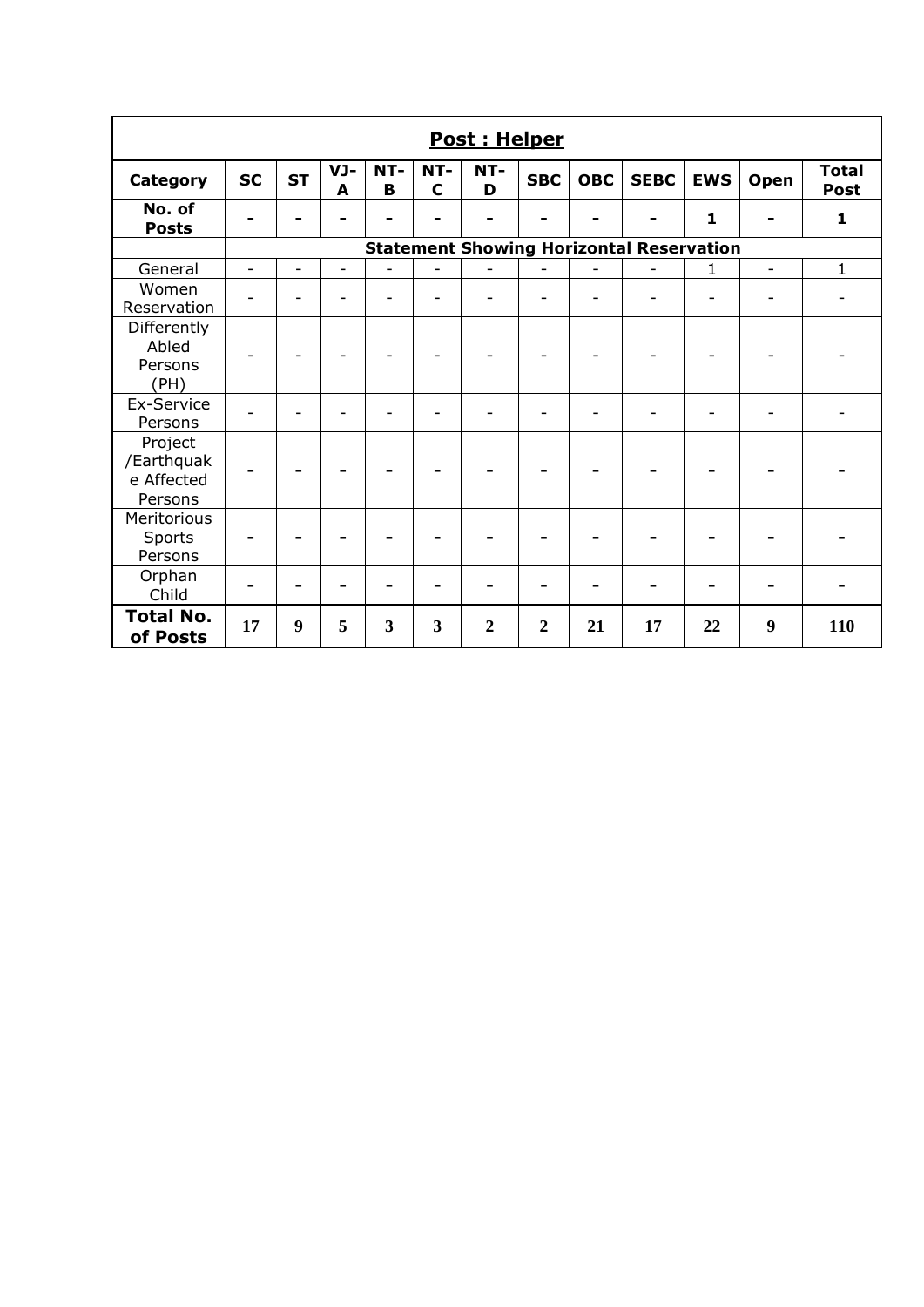| **Post : Helper** | | | | | | | | | | | | |
|---|---|---|---|---|---|---|---|---|---|---|---|---|
| **Category** | **SC** | **ST** | **VJ-A** | **NT-B** | **NT-C** | **NT-D** | **SBC** | **OBC** | **SEBC** | **EWS** | **Open** | **Total Post** |
| **No. of Posts** | - | - | - | - | - | - | - | - | - | **1** | - | **1** |
| | **Statement Showing Horizontal Reservation** | | | | | | | | | | | |
| General | - | - | - | - | - | - | - | - | - | 1 | - | 1 |
| Women Reservation | - | - | - | - | - | - | - | - | - | - | - | - |
| Differently Abled Persons (PH) | - | - | - | - | - | - | - | - | - | - | - | - |
| Ex-Service Persons | - | - | - | - | - | - | - | - | - | - | - | - |
| Project /Earthquake Affected Persons | - | - | - | - | - | - | - | - | - | - | - | - |
| Meritorious Sports Persons | - | - | - | - | - | - | - | - | - | - | - | - |
| Orphan Child | - | - | - | - | - | - | - | - | - | - | - | - |
| **Total No. of Posts** | **17** | **9** | **5** | **3** | **3** | **2** | **2** | **21** | **17** | **22** | **9** | **110** |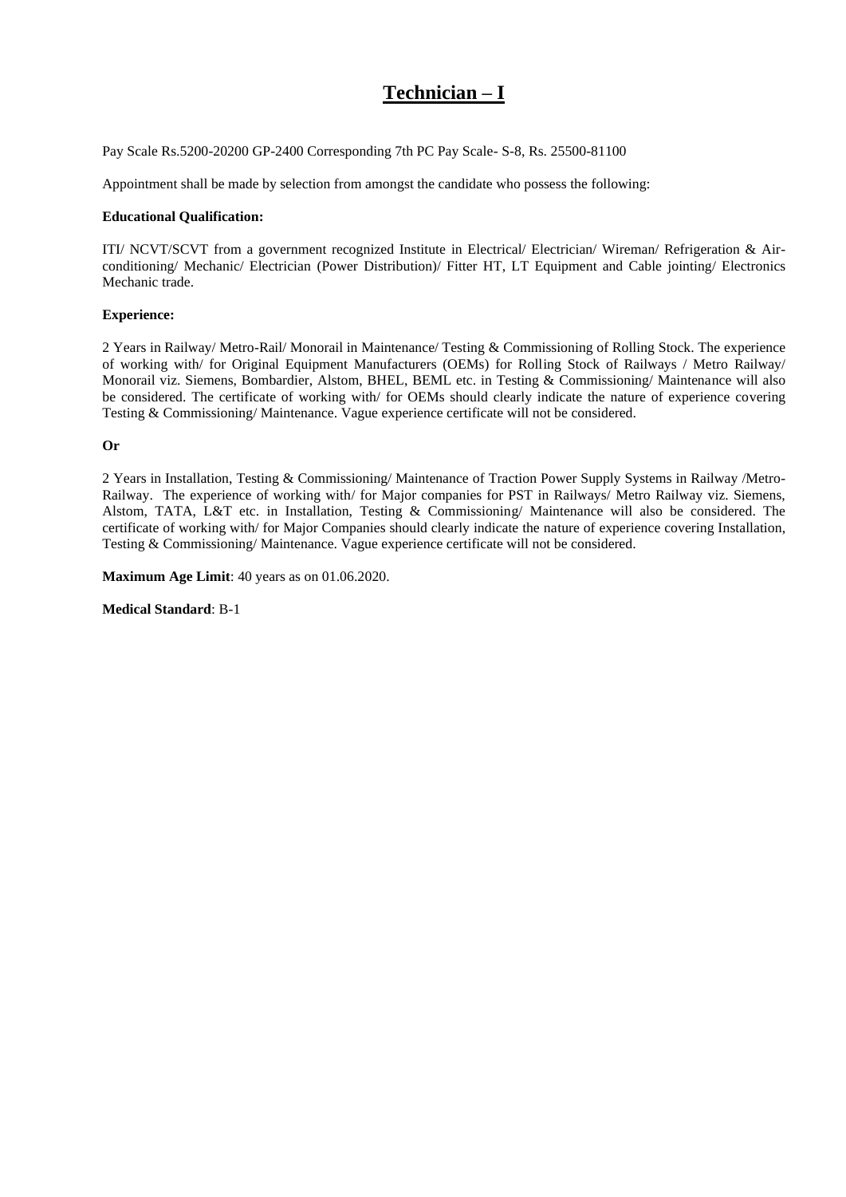# Technician – I

Pay Scale Rs.5200-20200 GP-2400 Corresponding 7th PC Pay Scale- S-8, Rs. 25500-81100

Appointment shall be made by selection from amongst the candidate who possess the following:

**Educational Qualification:**

ITI/ NCVT/SCVT from a government recognized Institute in Electrical/ Electrician/ Wireman/ Refrigeration & Air-conditioning/ Mechanic/ Electrician (Power Distribution)/ Fitter HT, LT Equipment and Cable jointing/ Electronics Mechanic trade.

**Experience:**

2 Years in Railway/ Metro-Rail/ Monorail in Maintenance/ Testing & Commissioning of Rolling Stock. The experience of working with/ for Original Equipment Manufacturers (OEMs) for Rolling Stock of Railways / Metro Railway/ Monorail viz. Siemens, Bombardier, Alstom, BHEL, BEML etc. in Testing & Commissioning/ Maintenance will also be considered. The certificate of working with/ for OEMs should clearly indicate the nature of experience covering Testing & Commissioning/ Maintenance. Vague experience certificate will not be considered.

**Or**

2 Years in Installation, Testing & Commissioning/ Maintenance of Traction Power Supply Systems in Railway /Metro-Railway. The experience of working with/ for Major companies for PST in Railways/ Metro Railway viz. Siemens, Alstom, TATA, L&T etc. in Installation, Testing & Commissioning/ Maintenance will also be considered. The certificate of working with/ for Major Companies should clearly indicate the nature of experience covering Installation, Testing & Commissioning/ Maintenance. Vague experience certificate will not be considered.

**Maximum Age Limit**: 40 years as on 01.06.2020.

**Medical Standard**: B-1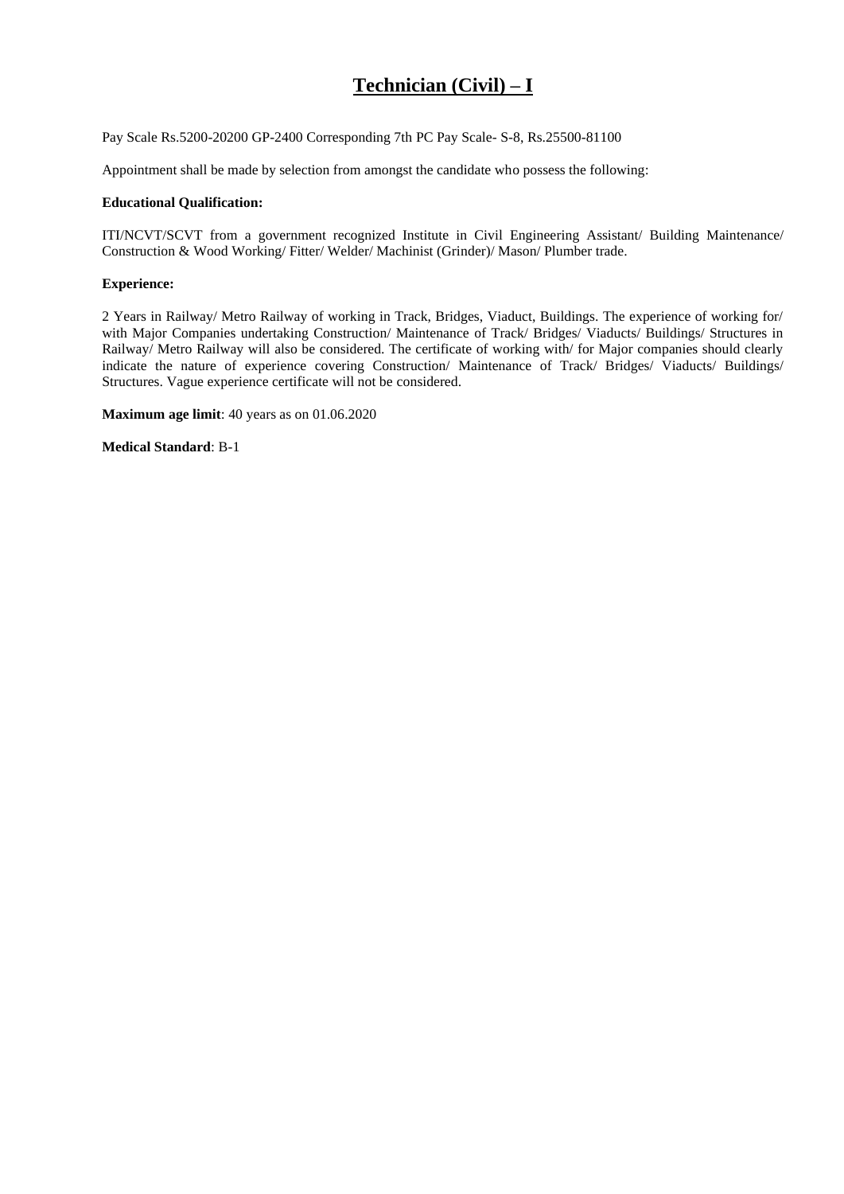# Technician (Civil) – I

Pay Scale Rs.5200-20200 GP-2400 Corresponding 7th PC Pay Scale- S-8, Rs.25500-81100

Appointment shall be made by selection from amongst the candidate who possess the following:

**Educational Qualification:**

ITI/NCVT/SCVT from a government recognized Institute in Civil Engineering Assistant/ Building Maintenance/ Construction & Wood Working/ Fitter/ Welder/ Machinist (Grinder)/ Mason/ Plumber trade.

**Experience:**

2 Years in Railway/ Metro Railway of working in Track, Bridges, Viaduct, Buildings. The experience of working for/ with Major Companies undertaking Construction/ Maintenance of Track/ Bridges/ Viaducts/ Buildings/ Structures in Railway/ Metro Railway will also be considered. The certificate of working with/ for Major companies should clearly indicate the nature of experience covering Construction/ Maintenance of Track/ Bridges/ Viaducts/ Buildings/ Structures. Vague experience certificate will not be considered.

**Maximum age limit**: 40 years as on 01.06.2020

**Medical Standard**: B-1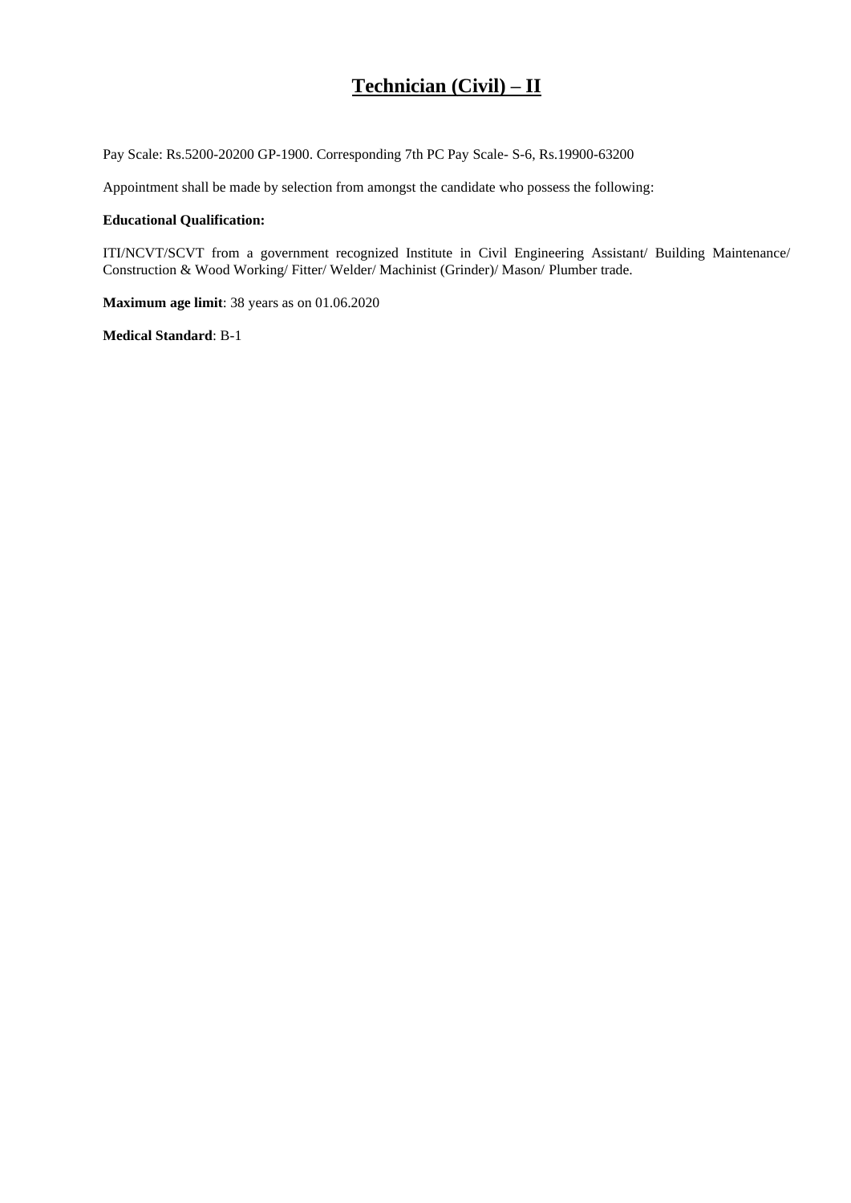# Technician (Civil) – II

Pay Scale: Rs.5200-20200 GP-1900. Corresponding 7th PC Pay Scale- S-6, Rs.19900-63200

Appointment shall be made by selection from amongst the candidate who possess the following:

**Educational Qualification:**

ITI/NCVT/SCVT from a government recognized Institute in Civil Engineering Assistant/ Building Maintenance/ Construction & Wood Working/ Fitter/ Welder/ Machinist (Grinder)/ Mason/ Plumber trade.

**Maximum age limit**: 38 years as on 01.06.2020

**Medical Standard**: B-1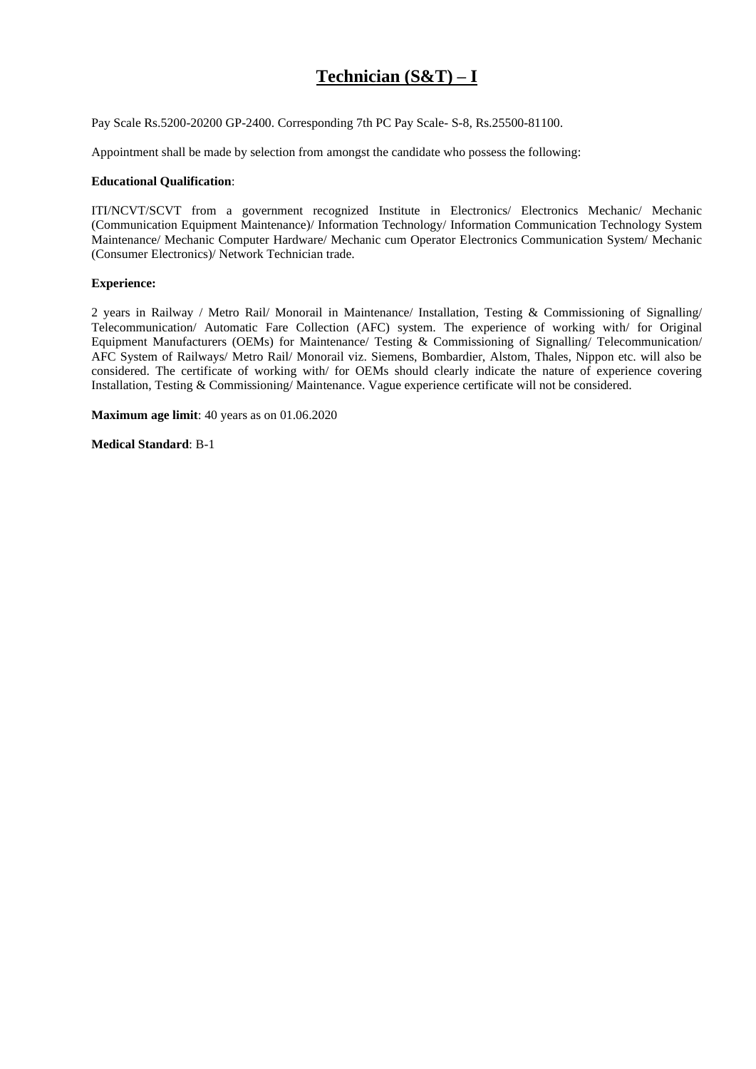# Technician (S&T) – I

Pay Scale Rs.5200-20200 GP-2400. Corresponding 7th PC Pay Scale- S-8, Rs.25500-81100.

Appointment shall be made by selection from amongst the candidate who possess the following:

**Educational Qualification**:

ITI/NCVT/SCVT from a government recognized Institute in Electronics/ Electronics Mechanic/ Mechanic (Communication Equipment Maintenance)/ Information Technology/ Information Communication Technology System Maintenance/ Mechanic Computer Hardware/ Mechanic cum Operator Electronics Communication System/ Mechanic (Consumer Electronics)/ Network Technician trade.

**Experience:**

2 years in Railway / Metro Rail/ Monorail in Maintenance/ Installation, Testing & Commissioning of Signalling/ Telecommunication/ Automatic Fare Collection (AFC) system. The experience of working with/ for Original Equipment Manufacturers (OEMs) for Maintenance/ Testing & Commissioning of Signalling/ Telecommunication/ AFC System of Railways/ Metro Rail/ Monorail viz. Siemens, Bombardier, Alstom, Thales, Nippon etc. will also be considered. The certificate of working with/ for OEMs should clearly indicate the nature of experience covering Installation, Testing & Commissioning/ Maintenance. Vague experience certificate will not be considered.

**Maximum age limit**: 40 years as on 01.06.2020

**Medical Standard**: B-1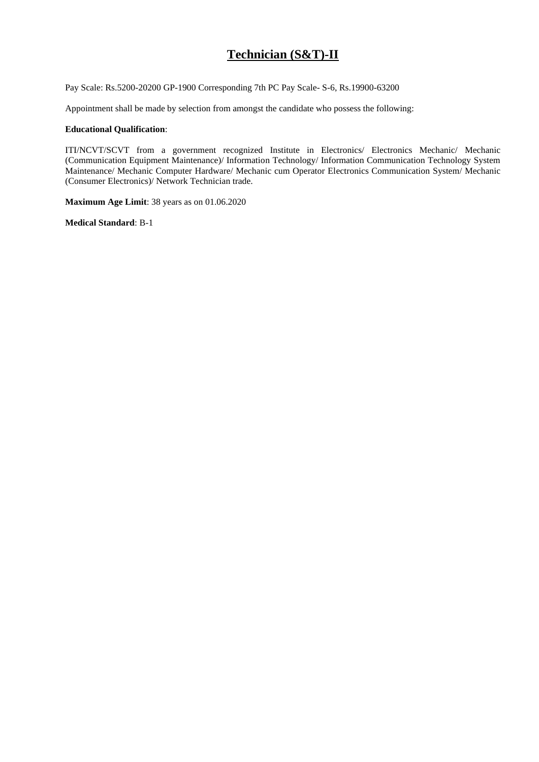# Technician (S&T)-II

Pay Scale: Rs.5200-20200 GP-1900 Corresponding 7th PC Pay Scale- S-6, Rs.19900-63200

Appointment shall be made by selection from amongst the candidate who possess the following:

**Educational Qualification**:

ITI/NCVT/SCVT from a government recognized Institute in Electronics/ Electronics Mechanic/ Mechanic (Communication Equipment Maintenance)/ Information Technology/ Information Communication Technology System Maintenance/ Mechanic Computer Hardware/ Mechanic cum Operator Electronics Communication System/ Mechanic (Consumer Electronics)/ Network Technician trade.

**Maximum Age Limit**: 38 years as on 01.06.2020

**Medical Standard**: B-1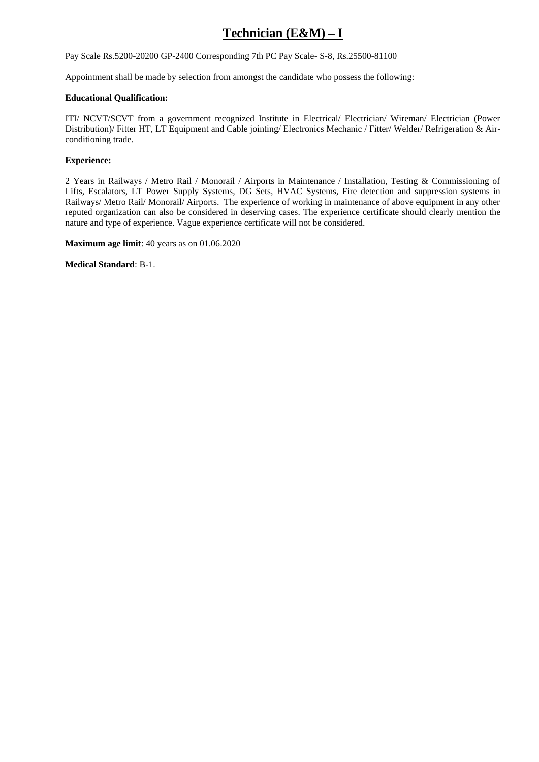# Technician (E&M) – I

Pay Scale Rs.5200-20200 GP-2400 Corresponding 7th PC Pay Scale- S-8, Rs.25500-81100

Appointment shall be made by selection from amongst the candidate who possess the following:

**Educational Qualification:**

ITI/ NCVT/SCVT from a government recognized Institute in Electrical/ Electrician/ Wireman/ Electrician (Power Distribution)/ Fitter HT, LT Equipment and Cable jointing/ Electronics Mechanic / Fitter/ Welder/ Refrigeration & Air-conditioning trade.

**Experience:**

2 Years in Railways / Metro Rail / Monorail / Airports in Maintenance / Installation, Testing & Commissioning of Lifts, Escalators, LT Power Supply Systems, DG Sets, HVAC Systems, Fire detection and suppression systems in Railways/ Metro Rail/ Monorail/ Airports. The experience of working in maintenance of above equipment in any other reputed organization can also be considered in deserving cases. The experience certificate should clearly mention the nature and type of experience. Vague experience certificate will not be considered.

**Maximum age limit**: 40 years as on 01.06.2020

**Medical Standard**: B-1.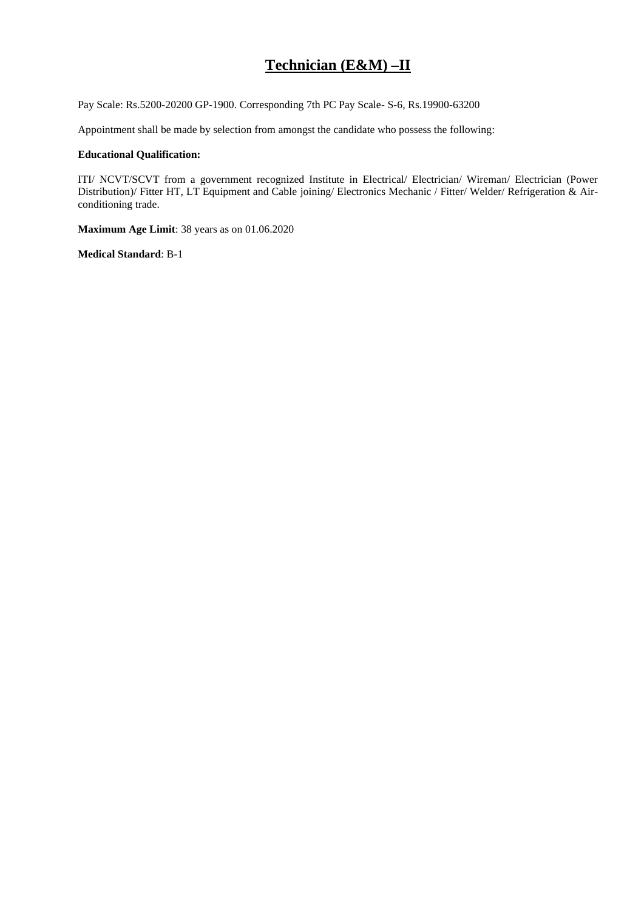# Technician (E&M) –II

Pay Scale: Rs.5200-20200 GP-1900. Corresponding 7th PC Pay Scale- S-6, Rs.19900-63200

Appointment shall be made by selection from amongst the candidate who possess the following:

**Educational Qualification:**

ITI/ NCVT/SCVT from a government recognized Institute in Electrical/ Electrician/ Wireman/ Electrician (Power Distribution)/ Fitter HT, LT Equipment and Cable joining/ Electronics Mechanic / Fitter/ Welder/ Refrigeration & Air-conditioning trade.

**Maximum Age Limit**: 38 years as on 01.06.2020

**Medical Standard**: B-1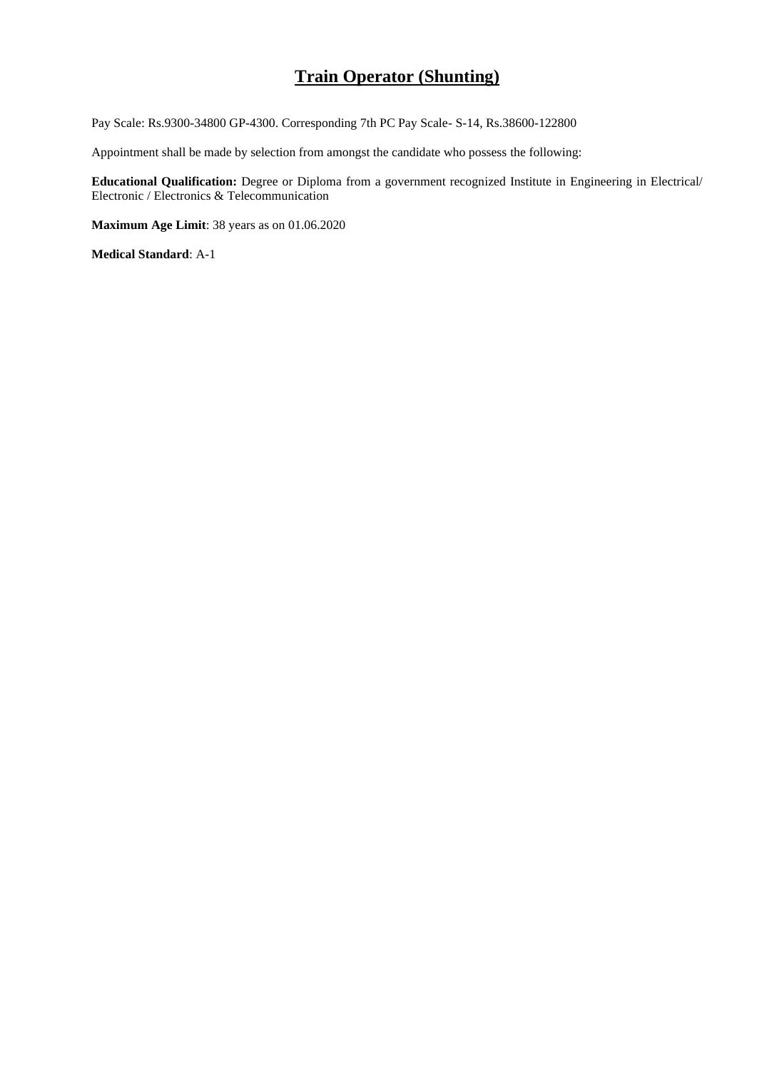# Train Operator (Shunting)

Pay Scale: Rs.9300-34800 GP-4300. Corresponding 7th PC Pay Scale- S-14, Rs.38600-122800

Appointment shall be made by selection from amongst the candidate who possess the following:

**Educational Qualification:** Degree or Diploma from a government recognized Institute in Engineering in Electrical/ Electronic / Electronics & Telecommunication

**Maximum Age Limit**: 38 years as on 01.06.2020

**Medical Standard**: A-1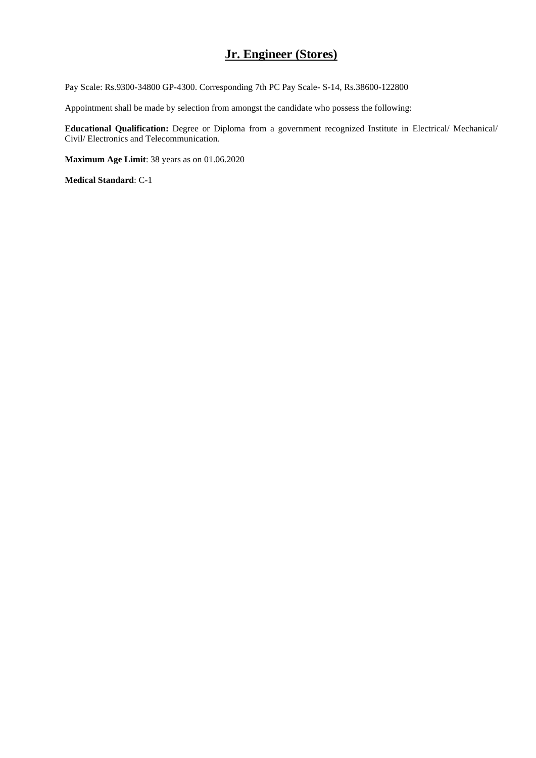## Jr. Engineer (Stores)

Pay Scale: Rs.9300-34800 GP-4300. Corresponding 7th PC Pay Scale- S-14, Rs.38600-122800

Appointment shall be made by selection from amongst the candidate who possess the following:

**Educational Qualification:** Degree or Diploma from a government recognized Institute in Electrical/ Mechanical/ Civil/ Electronics and Telecommunication.

**Maximum Age Limit**: 38 years as on 01.06.2020

**Medical Standard**: C-1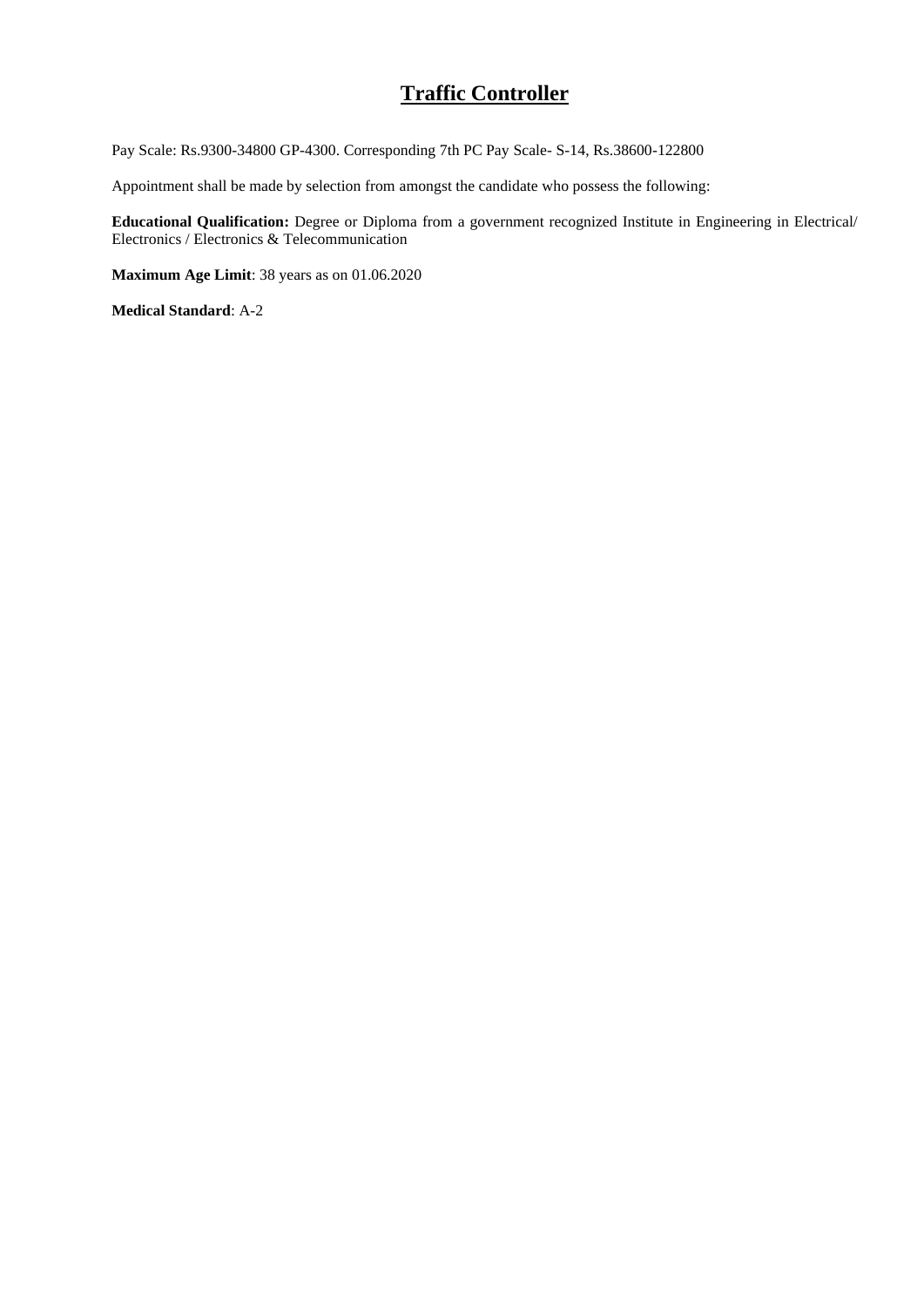# Traffic Controller

Pay Scale: Rs.9300-34800 GP-4300. Corresponding 7th PC Pay Scale- S-14, Rs.38600-122800

Appointment shall be made by selection from amongst the candidate who possess the following:

**Educational Qualification:** Degree or Diploma from a government recognized Institute in Engineering in Electrical/ Electronics / Electronics & Telecommunication

**Maximum Age Limit**: 38 years as on 01.06.2020

**Medical Standard**: A-2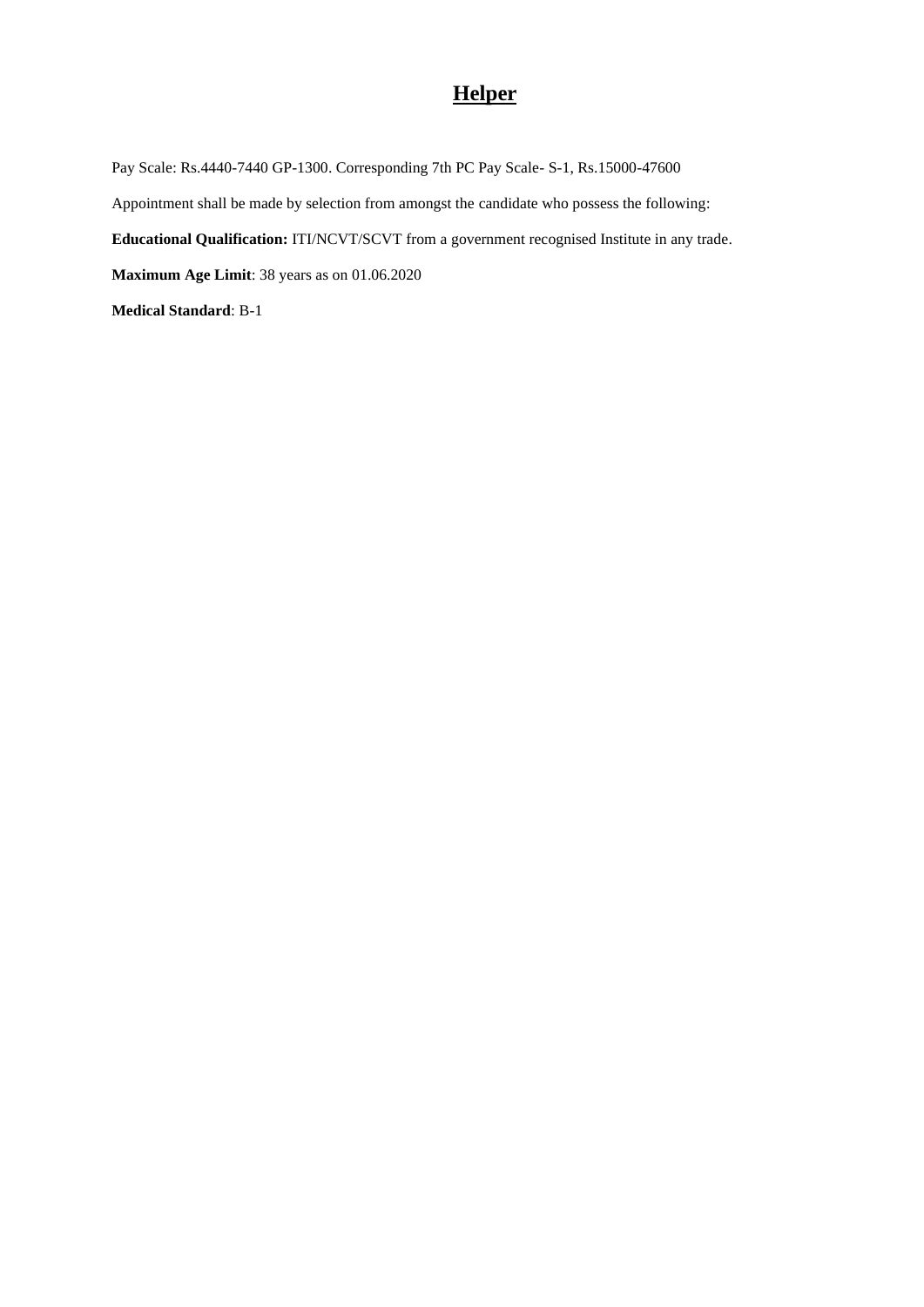# **Helper**

Pay Scale: Rs.4440-7440 GP-1300. Corresponding 7th PC Pay Scale- S-1, Rs.15000-47600

Appointment shall be made by selection from amongst the candidate who possess the following:

**Educational Qualification:** ITI/NCVT/SCVT from a government recognised Institute in any trade.

**Maximum Age Limit**: 38 years as on 01.06.2020

**Medical Standard**: B-1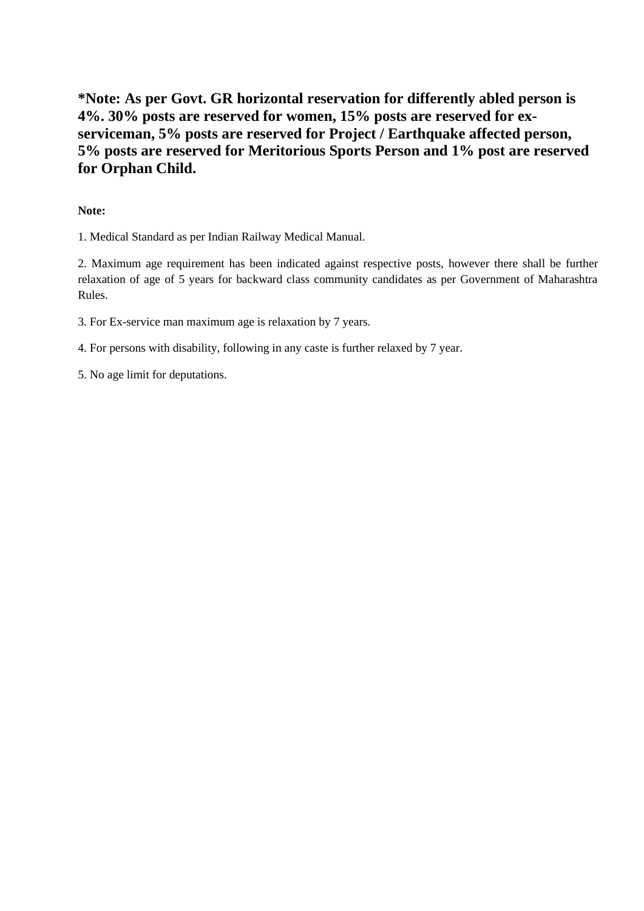**\*Note: As per Govt. GR horizontal reservation for differently abled person is 4%. 30% posts are reserved for women, 15% posts are reserved for ex-serviceman, 5% posts are reserved for Project / Earthquake affected person, 5% posts are reserved for Meritorious Sports Person and 1% post are reserved for Orphan Child.**

**Note:**

1. Medical Standard as per Indian Railway Medical Manual.

2. Maximum age requirement has been indicated against respective posts, however there shall be further relaxation of age of 5 years for backward class community candidates as per Government of Maharashtra Rules.

3. For Ex-service man maximum age is relaxation by 7 years.

4. For persons with disability, following in any caste is further relaxed by 7 year.

5. No age limit for deputations.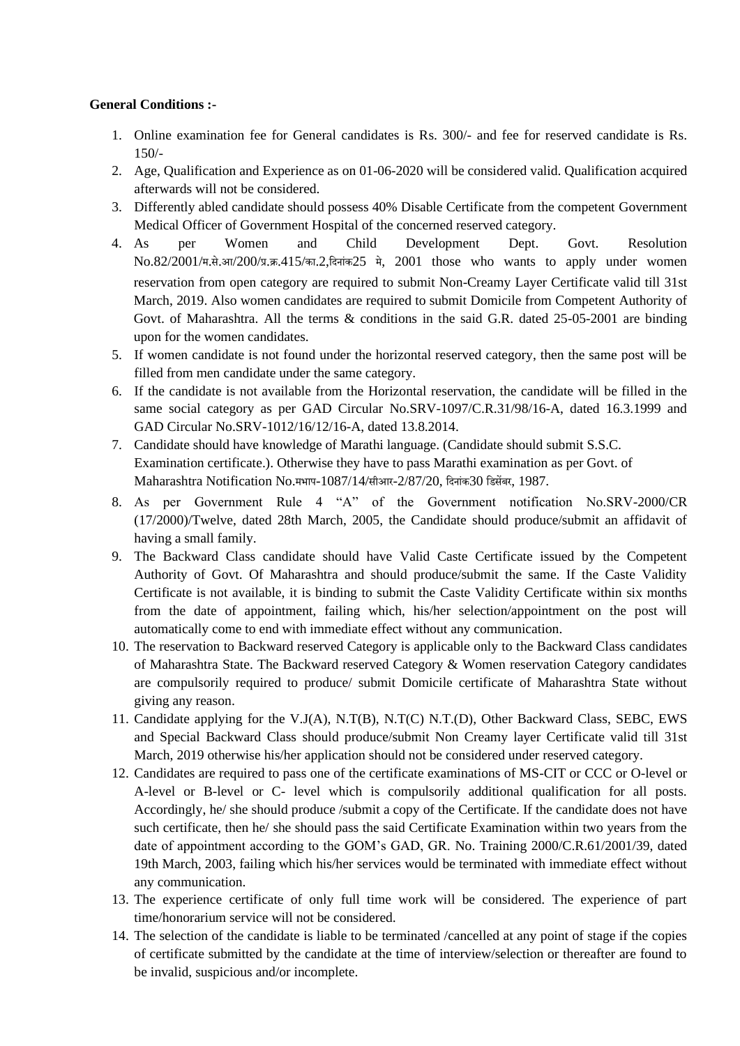**General Conditions :-**

1. Online examination fee for General candidates is Rs. 300/- and fee for reserved candidate is Rs. 150/-
2. Age, Qualification and Experience as on 01-06-2020 will be considered valid. Qualification acquired afterwards will not be considered.
3. Differently abled candidate should possess 40% Disable Certificate from the competent Government Medical Officer of Government Hospital of the concerned reserved category.
4. As per Women and Child Development Dept. Govt. Resolution No.82/2001/म.से.आ/200/प्र.क्र.415/का.2,दिनांक25 मे, 2001 those who wants to apply under women reservation from open category are required to submit Non-Creamy Layer Certificate valid till 31st March, 2019. Also women candidates are required to submit Domicile from Competent Authority of Govt. of Maharashtra. All the terms & conditions in the said G.R. dated 25-05-2001 are binding upon for the women candidates.
5. If women candidate is not found under the horizontal reserved category, then the same post will be filled from men candidate under the same category.
6. If the candidate is not available from the Horizontal reservation, the candidate will be filled in the same social category as per GAD Circular No.SRV-1097/C.R.31/98/16-A, dated 16.3.1999 and GAD Circular No.SRV-1012/16/12/16-A, dated 13.8.2014.
7. Candidate should have knowledge of Marathi language. (Candidate should submit S.S.C. Examination certificate.). Otherwise they have to pass Marathi examination as per Govt. of Maharashtra Notification No.मभाप-1087/14/सीआर-2/87/20, दिनांक30 डिसेंबर, 1987.
8. As per Government Rule 4 "A" of the Government notification No.SRV-2000/CR (17/2000)/Twelve, dated 28th March, 2005, the Candidate should produce/submit an affidavit of having a small family.
9. The Backward Class candidate should have Valid Caste Certificate issued by the Competent Authority of Govt. Of Maharashtra and should produce/submit the same. If the Caste Validity Certificate is not available, it is binding to submit the Caste Validity Certificate within six months from the date of appointment, failing which, his/her selection/appointment on the post will automatically come to end with immediate effect without any communication.
10. The reservation to Backward reserved Category is applicable only to the Backward Class candidates of Maharashtra State. The Backward reserved Category & Women reservation Category candidates are compulsorily required to produce/ submit Domicile certificate of Maharashtra State without giving any reason.
11. Candidate applying for the V.J(A), N.T(B), N.T(C) N.T.(D), Other Backward Class, SEBC, EWS and Special Backward Class should produce/submit Non Creamy layer Certificate valid till 31st March, 2019 otherwise his/her application should not be considered under reserved category.
12. Candidates are required to pass one of the certificate examinations of MS-CIT or CCC or O-level or A-level or B-level or C- level which is compulsorily additional qualification for all posts. Accordingly, he/ she should produce /submit a copy of the Certificate. If the candidate does not have such certificate, then he/ she should pass the said Certificate Examination within two years from the date of appointment according to the GOM's GAD, GR. No. Training 2000/C.R.61/2001/39, dated 19th March, 2003, failing which his/her services would be terminated with immediate effect without any communication.
13. The experience certificate of only full time work will be considered. The experience of part time/honorarium service will not be considered.
14. The selection of the candidate is liable to be terminated /cancelled at any point of stage if the copies of certificate submitted by the candidate at the time of interview/selection or thereafter are found to be invalid, suspicious and/or incomplete.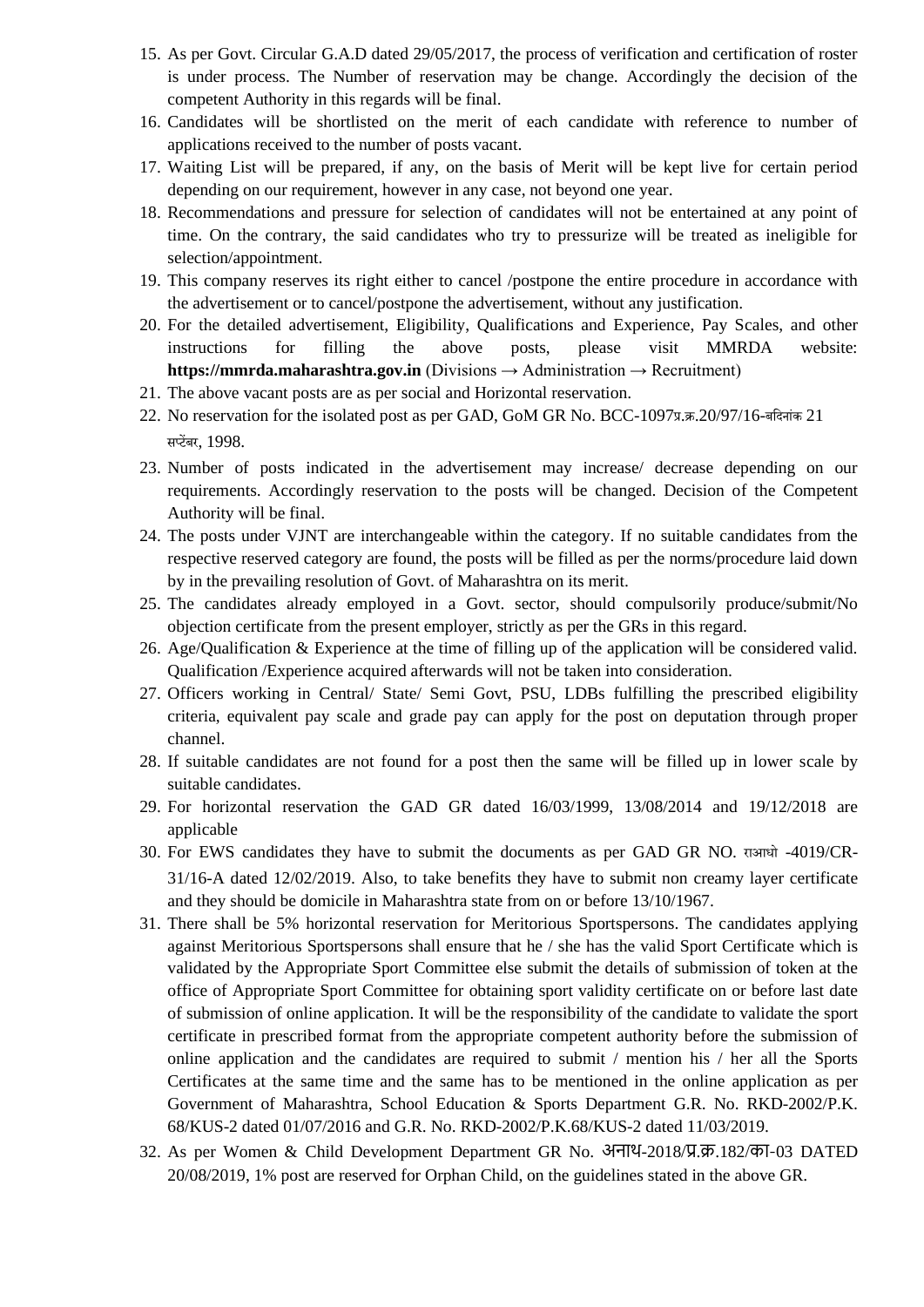15. As per Govt. Circular G.A.D dated 29/05/2017, the process of verification and certification of roster is under process. The Number of reservation may be change. Accordingly the decision of the competent Authority in this regards will be final.
16. Candidates will be shortlisted on the merit of each candidate with reference to number of applications received to the number of posts vacant.
17. Waiting List will be prepared, if any, on the basis of Merit will be kept live for certain period depending on our requirement, however in any case, not beyond one year.
18. Recommendations and pressure for selection of candidates will not be entertained at any point of time. On the contrary, the said candidates who try to pressurize will be treated as ineligible for selection/appointment.
19. This company reserves its right either to cancel /postpone the entire procedure in accordance with the advertisement or to cancel/postpone the advertisement, without any justification.
20. For the detailed advertisement, Eligibility, Qualifications and Experience, Pay Scales, and other instructions for filling the above posts, please visit MMRDA website: **https://mmrda.maharashtra.gov.in** (Divisions → Administration → Recruitment)
21. The above vacant posts are as per social and Horizontal reservation.
22. No reservation for the isolated post as per GAD, GoM GR No. BCC-1097प्र.क्र.20/97/16-बदिनांक 21 सप्टेंबर, 1998.
23. Number of posts indicated in the advertisement may increase/ decrease depending on our requirements. Accordingly reservation to the posts will be changed. Decision of the Competent Authority will be final.
24. The posts under VJNT are interchangeable within the category. If no suitable candidates from the respective reserved category are found, the posts will be filled as per the norms/procedure laid down by in the prevailing resolution of Govt. of Maharashtra on its merit.
25. The candidates already employed in a Govt. sector, should compulsorily produce/submit/No objection certificate from the present employer, strictly as per the GRs in this regard.
26. Age/Qualification & Experience at the time of filling up of the application will be considered valid. Qualification /Experience acquired afterwards will not be taken into consideration.
27. Officers working in Central/ State/ Semi Govt, PSU, LDBs fulfilling the prescribed eligibility criteria, equivalent pay scale and grade pay can apply for the post on deputation through proper channel.
28. If suitable candidates are not found for a post then the same will be filled up in lower scale by suitable candidates.
29. For horizontal reservation the GAD GR dated 16/03/1999, 13/08/2014 and 19/12/2018 are applicable
30. For EWS candidates they have to submit the documents as per GAD GR NO. राआधो -4019/CR-31/16-A dated 12/02/2019. Also, to take benefits they have to submit non creamy layer certificate and they should be domicile in Maharashtra state from on or before 13/10/1967.
31. There shall be 5% horizontal reservation for Meritorious Sportspersons. The candidates applying against Meritorious Sportspersons shall ensure that he / she has the valid Sport Certificate which is validated by the Appropriate Sport Committee else submit the details of submission of token at the office of Appropriate Sport Committee for obtaining sport validity certificate on or before last date of submission of online application. It will be the responsibility of the candidate to validate the sport certificate in prescribed format from the appropriate competent authority before the submission of online application and the candidates are required to submit / mention his / her all the Sports Certificates at the same time and the same has to be mentioned in the online application as per Government of Maharashtra, School Education & Sports Department G.R. No. RKD-2002/P.K. 68/KUS-2 dated 01/07/2016 and G.R. No. RKD-2002/P.K.68/KUS-2 dated 11/03/2019.
32. As per Women & Child Development Department GR No. अनाथ-2018/प्र.क्र.182/का-03 DATED 20/08/2019, 1% post are reserved for Orphan Child, on the guidelines stated in the above GR.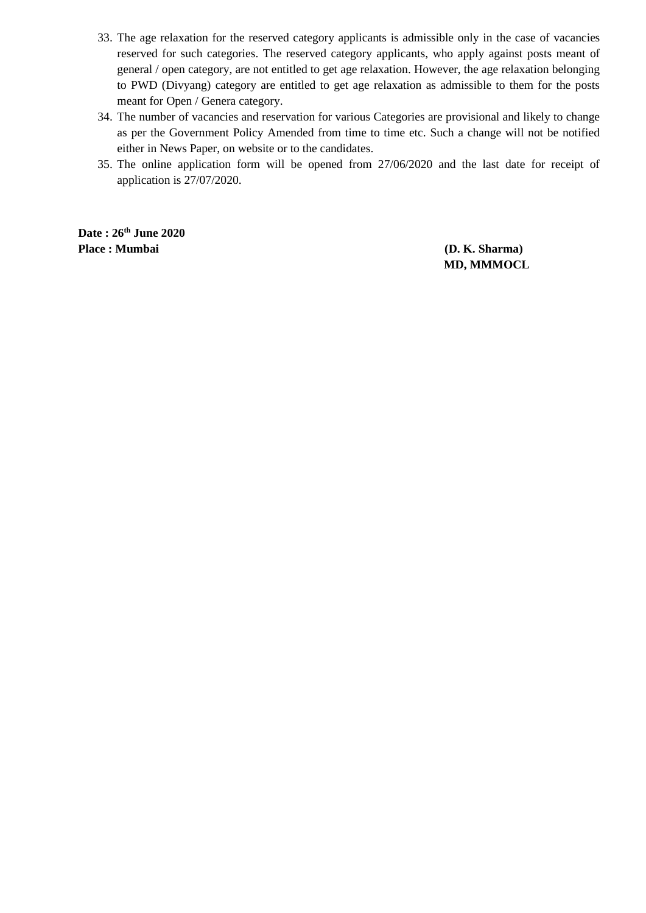33. The age relaxation for the reserved category applicants is admissible only in the case of vacancies reserved for such categories. The reserved category applicants, who apply against posts meant of general / open category, are not entitled to get age relaxation. However, the age relaxation belonging to PWD (Divyang) category are entitled to get age relaxation as admissible to them for the posts meant for Open / Genera category.
34. The number of vacancies and reservation for various Categories are provisional and likely to change as per the Government Policy Amended from time to time etc. Such a change will not be notified either in News Paper, on website or to the candidates.
35. The online application form will be opened from 27/06/2020 and the last date for receipt of application is 27/07/2020.

**Date : 26th June 2020**

**Place : Mumbai**

**(D. K. Sharma)**

**MD, MMMOCL**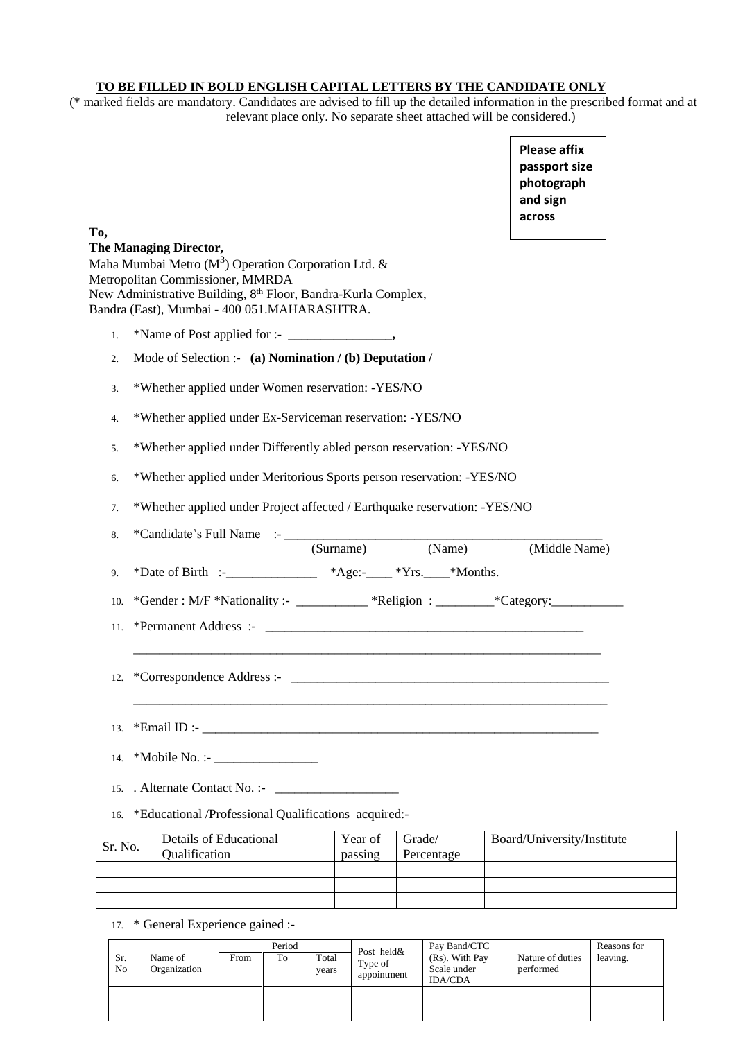**TO BE FILLED IN BOLD ENGLISH CAPITAL LETTERS BY THE CANDIDATE ONLY**

(* marked fields are mandatory. Candidates are advised to fill up the detailed information in the prescribed format and at relevant place only. No separate sheet attached will be considered.)

**Please affix passport size photograph and sign across**

**To,**
**The Managing Director,**
Maha Mumbai Metro ($M^3$) Operation Corporation Ltd. &
Metropolitan Commissioner, MMRDA
New Administrative Building, 8th Floor, Bandra-Kurla Complex,
Bandra (East), Mumbai - 400 051.MAHARASHTRA.

1. *Name of Post applied for :- ________________,
2. Mode of Selection :- **(a) Nomination / (b) Deputation /**
3. *Whether applied under Women reservation: -YES/NO
4. *Whether applied under Ex-Serviceman reservation: -YES/NO
5. *Whether applied under Differently abled person reservation: -YES/NO
6. *Whether applied under Meritorious Sports person reservation: -YES/NO
7. *Whether applied under Project affected / Earthquake reservation: -YES/NO
8. *Candidate's Full Name :- ________________________________________________
   (Surname) (Name) (Middle Name)
9. *Date of Birth :-______________ *Age:-____ *Yrs.____*Months.
10. *Gender : M/F *Nationality :- ___________ *Religion : _________*Category:___________
11. *Permanent Address :- __________________________________________________
    ___________________________________________________________________________
12. *Correspondence Address :- _________________________________________________
    ___________________________________________________________________________
13. *Email ID :- _____________________________________________________________
14. *Mobile No. :- ________________
15. . Alternate Contact No. :- ___________________
16. *Educational /Professional Qualifications acquired:-

| Sr. No. | Details of Educational Qualification | Year of passing | Grade/ Percentage | Board/University/Institute |
|---|---|---|---|---|
| | | | | |
| | | | | |
| | | | | |

17. * General Experience gained :-

| Sr. No | Name of Organization | Period | | | Post held& Type of appointment | Pay Band/CTC (Rs). With Pay Scale under IDA/CDA | Nature of duties performed | Reasons for leaving. |
|---|---|---|---|---|---|---|---|---|
| | | From | To | Total years | | | | |
| | | | | | | | | |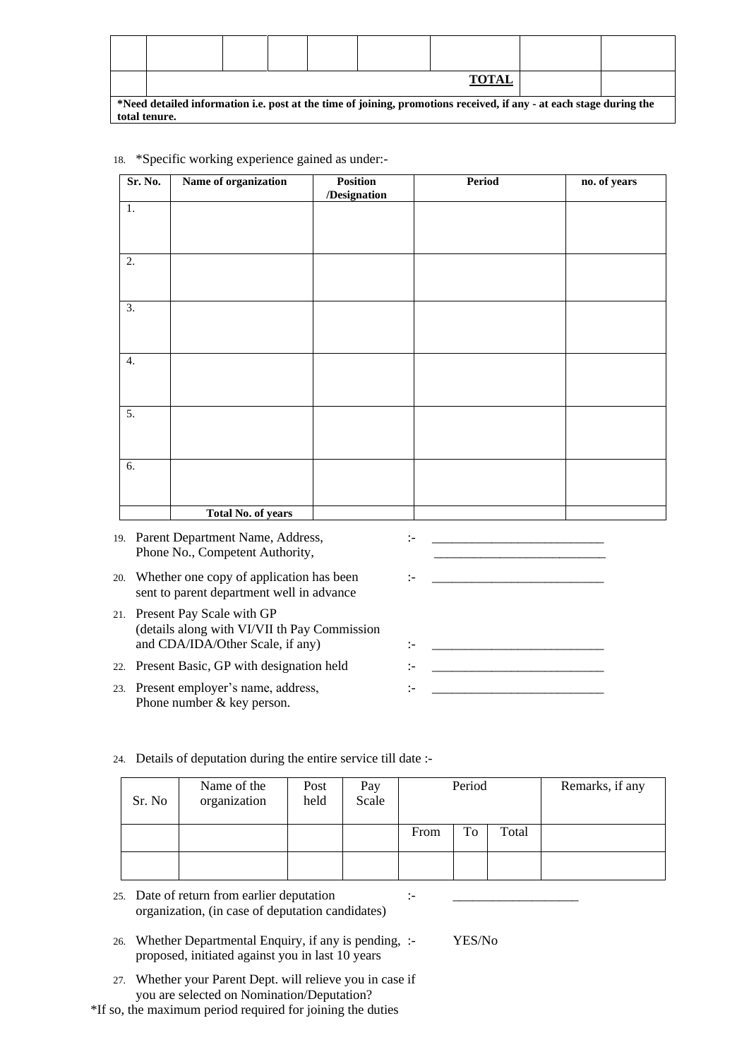| | | | | | | | | |
|---|---|---|---|---|---|---|---|---|
| | | | | | | | | |
| | | | | | | **TOTAL** | | |

**\*Need detailed information i.e. post at the time of joining, promotions received, if any - at each stage during the total tenure.**

18. *Specific working experience gained as under:-

| Sr. No. | Name of organization | Position /Designation | Period | no. of years |
|---|---|---|---|---|
| 1. | | | | |
| 2. | | | | |
| 3. | | | | |
| 4. | | | | |
| 5. | | | | |
| 6. | | | | |
| | **Total No. of years** | | | |

19. Parent Department Name, Address, Phone No., Competent Authority, :- ___________________________ ___________________________

20. Whether one copy of application has been sent to parent department well in advance :- ___________________________

21. Present Pay Scale with GP (details along with VI/VII th Pay Commission and CDA/IDA/Other Scale, if any) :- ___________________________

22. Present Basic, GP with designation held :- ___________________________

23. Present employer's name, address, Phone number & key person. :- ___________________________

24. Details of deputation during the entire service till date :-

| Sr. No | Name of the organization | Post held | Pay Scale | Period | | | Remarks, if any |
|---|---|---|---|---|---|---|---|
| | | | | From | To | Total | |
| | | | | | | | |

25. Date of return from earlier deputation organization, (in case of deputation candidates) :- ____________________

26. Whether Departmental Enquiry, if any is pending, proposed, initiated against you in last 10 years :- YES/No

27. Whether your Parent Dept. will relieve you in case if you are selected on Nomination/Deputation?

*If so, the maximum period required for joining the duties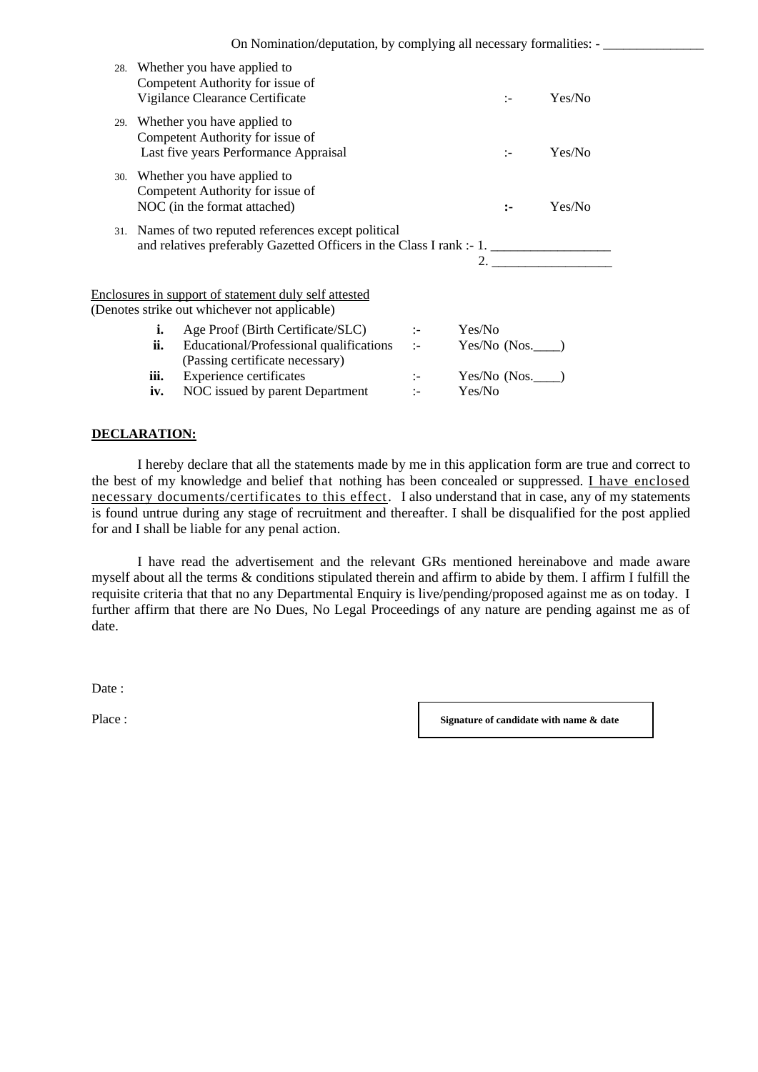On Nomination/deputation, by complying all necessary formalities: - _______________

28. Whether you have applied to Competent Authority for issue of Vigilance Clearance Certificate :- Yes/No

29. Whether you have applied to Competent Authority for issue of Last five years Performance Appraisal :- Yes/No

30. Whether you have applied to Competent Authority for issue of NOC (in the format attached) :- Yes/No

31. Names of two reputed references except political and relatives preferably Gazetted Officers in the Class I rank :- 1. __________________
2. __________________

Enclosures in support of statement duly self attested
(Denotes strike out whichever not applicable)

| | | | |
|---|---|---|---|
| **i.** | Age Proof (Birth Certificate/SLC) | :- | Yes/No |
| **ii.** | Educational/Professional qualifications (Passing certificate necessary) | :- | Yes/No (Nos.____) |
| **iii.** | Experience certificates | :- | Yes/No (Nos.____) |
| **iv.** | NOC issued by parent Department | :- | Yes/No |

**DECLARATION:**

I hereby declare that all the statements made by me in this application form are true and correct to the best of my knowledge and belief that nothing has been concealed or suppressed. I have enclosed necessary documents/certificates to this effect. I also understand that in case, any of my statements is found untrue during any stage of recruitment and thereafter. I shall be disqualified for the post applied for and I shall be liable for any penal action.

I have read the advertisement and the relevant GRs mentioned hereinabove and made aware myself about all the terms & conditions stipulated therein and affirm to abide by them. I affirm I fulfill the requisite criteria that that no any Departmental Enquiry is live/pending/proposed against me as on today. I further affirm that there are No Dues, No Legal Proceedings of any nature are pending against me as of date.

Date :

Place :

**Signature of candidate with name & date**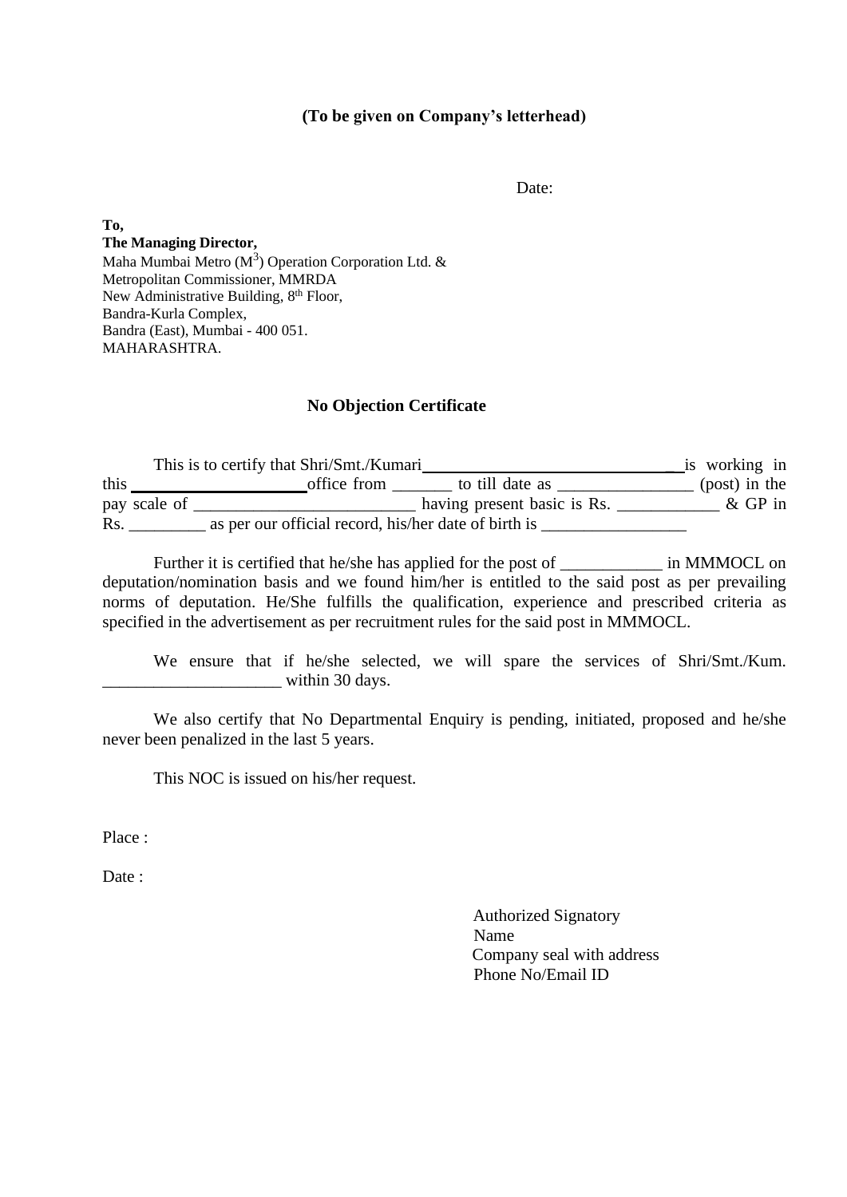**(To be given on Company's letterhead)**

Date:

**To,**
**The Managing Director,**
Maha Mumbai Metro ($M^3$) Operation Corporation Ltd. &
Metropolitan Commissioner, MMRDA
New Administrative Building, 8th Floor,
Bandra-Kurla Complex,
Bandra (East), Mumbai - 400 051.
MAHARASHTRA.

**No Objection Certificate**

This is to certify that Shri/Smt./Kumari_______________________________ is working in this ______________________office from _______ to till date as ________________ (post) in the pay scale of __________________________ having present basic is Rs. ____________ & GP in Rs. _________ as per our official record, his/her date of birth is _________________

Further it is certified that he/she has applied for the post of ____________ in MMMOCL on deputation/nomination basis and we found him/her is entitled to the said post as per prevailing norms of deputation. He/She fulfills the qualification, experience and prescribed criteria as specified in the advertisement as per recruitment rules for the said post in MMMOCL.

We ensure that if he/she selected, we will spare the services of Shri/Smt./Kum. _____________________ within 30 days.

We also certify that No Departmental Enquiry is pending, initiated, proposed and he/she never been penalized in the last 5 years.

This NOC is issued on his/her request.

Place :

Date :

Authorized Signatory
Name
Company seal with address
Phone No/Email ID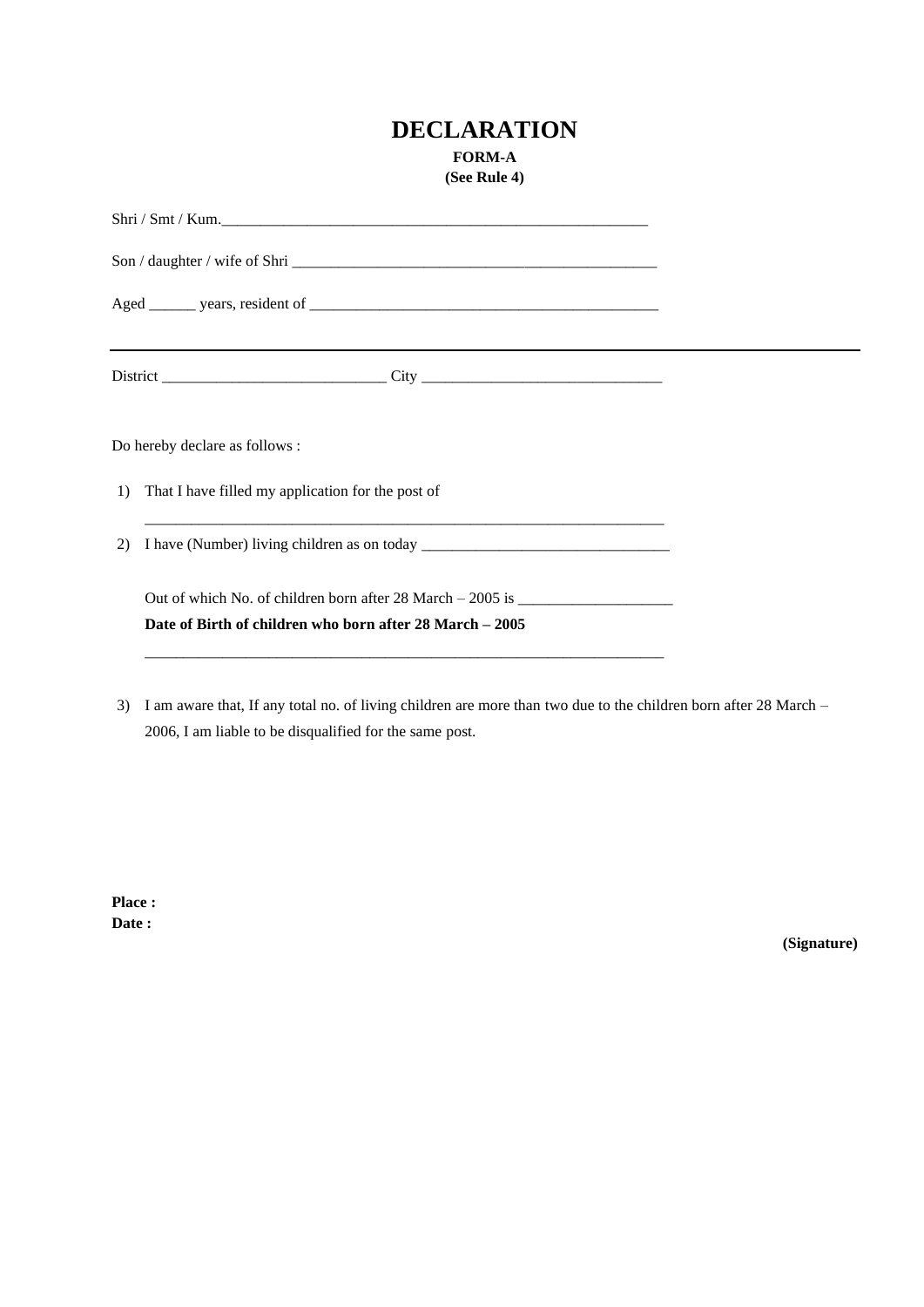# DECLARATION

**FORM-A**

**(See Rule 4)**

Shri / Smt / Kum.________________________________________________________

Son / daughter / wife of Shri ________________________________________________

Aged ______ years, resident of ______________________________________________

---

District _____________________________ City _______________________________

Do hereby declare as follows :

1) That I have filled my application for the post of

 _____________________________________________________________________

2) I have (Number) living children as on today ________________________________

 Out of which No. of children born after 28 March – 2005 is ____________________

 **Date of Birth of children who born after 28 March – 2005**

 _____________________________________________________________________

3) I am aware that, If any total no. of living children are more than two due to the children born after 28 March – 2006, I am liable to be disqualified for the same post.

**Place :**

**Date :**

**(Signature)**